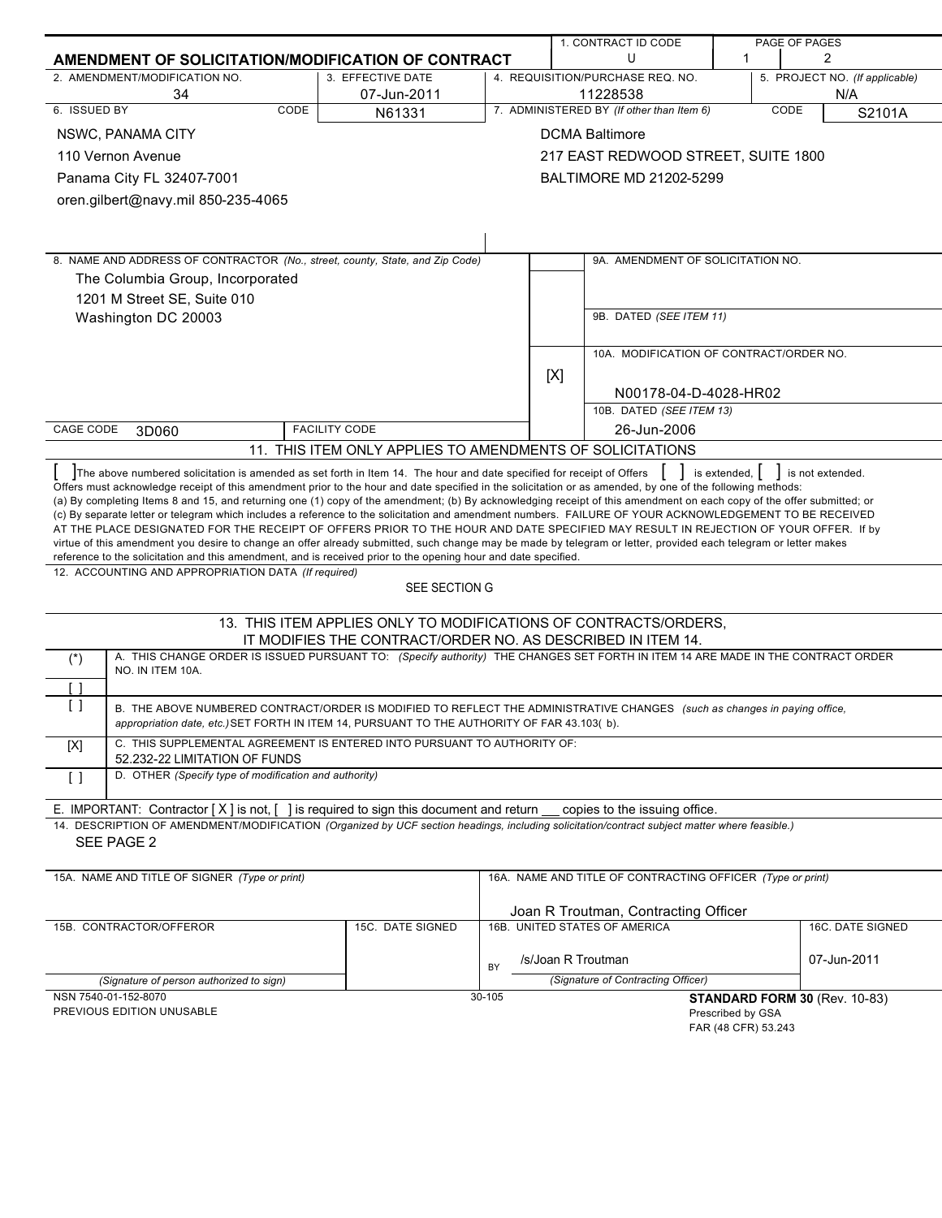# AMENDMENT OF SOLICITATION/MODIFICATION OF CONTRACT

| 1. CONTRACT ID CODE | PAGE OF PAGES | |
|---|---|---|
| U | 1 | 2 |

| 2. AMENDMENT/MODIFICATION NO. | 3. EFFECTIVE DATE | 4. REQUISITION/PURCHASE REQ. NO. | 5. PROJECT NO. (If applicable) |
|---|---|---|---|
| 34 | 07-Jun-2011 | 11228538 | N/A |

| 6. ISSUED BY | CODE N61331 | 7. ADMINISTERED BY (If other than Item 6) | CODE S2101A |
|---|---|---|---|
| NSWC, PANAMA CITY<br>110 Vernon Avenue<br>Panama City FL 32407-7001<br>oren.gilbert@navy.mil 850-235-4065 | | DCMA Baltimore<br>217 EAST REDWOOD STREET, SUITE 1800<br>BALTIMORE MD 21202-5299 | |

8. NAME AND ADDRESS OF CONTRACTOR (No., street, county, State, and Zip Code)

The Columbia Group, Incorporated
1201 M Street SE, Suite 010
Washington DC 20003

CAGE CODE 3D060 | FACILITY CODE

9A. AMENDMENT OF SOLICITATION NO.

9B. DATED (SEE ITEM 11)

[X] 10A. MODIFICATION OF CONTRACT/ORDER NO. N00178-04-D-4028-HR02

10B. DATED (SEE ITEM 13) 26-Jun-2006

## 11. THIS ITEM ONLY APPLIES TO AMENDMENTS OF SOLICITATIONS

[ ] The above numbered solicitation is amended as set forth in Item 14. The hour and date specified for receipt of Offers [ ] is extended, [ ] is not extended.

Offers must acknowledge receipt of this amendment prior to the hour and date specified in the solicitation or as amended, by one of the following methods: (a) By completing Items 8 and 15, and returning one (1) copy of the amendment; (b) By acknowledging receipt of this amendment on each copy of the offer submitted; or (c) By separate letter or telegram which includes a reference to the solicitation and amendment numbers. FAILURE OF YOUR ACKNOWLEDGEMENT TO BE RECEIVED AT THE PLACE DESIGNATED FOR THE RECEIPT OF OFFERS PRIOR TO THE HOUR AND DATE SPECIFIED MAY RESULT IN REJECTION OF YOUR OFFER. If by virtue of this amendment you desire to change an offer already submitted, such change may be made by telegram or letter, provided each telegram or letter makes reference to the solicitation and this amendment, and is received prior to the opening hour and date specified.

12. ACCOUNTING AND APPROPRIATION DATA (If required)

SEE SECTION G

## 13. THIS ITEM APPLIES ONLY TO MODIFICATIONS OF CONTRACTS/ORDERS, IT MODIFIES THE CONTRACT/ORDER NO. AS DESCRIBED IN ITEM 14.

| | |
|---|---|
| (*) | A. THIS CHANGE ORDER IS ISSUED PURSUANT TO: (Specify authority) THE CHANGES SET FORTH IN ITEM 14 ARE MADE IN THE CONTRACT ORDER NO. IN ITEM 10A. |
| [ ] | |
| [ ] | B. THE ABOVE NUMBERED CONTRACT/ORDER IS MODIFIED TO REFLECT THE ADMINISTRATIVE CHANGES (such as changes in paying office, appropriation date, etc.) SET FORTH IN ITEM 14, PURSUANT TO THE AUTHORITY OF FAR 43.103( b). |
| [X] | C. THIS SUPPLEMENTAL AGREEMENT IS ENTERED INTO PURSUANT TO AUTHORITY OF: 52.232-22 LIMITATION OF FUNDS |
| [ ] | D. OTHER (Specify type of modification and authority) |

E. IMPORTANT: Contractor [ X ] is not, [ ] is required to sign this document and return ___ copies to the issuing office.

14. DESCRIPTION OF AMENDMENT/MODIFICATION (Organized by UCF section headings, including solicitation/contract subject matter where feasible.)

SEE PAGE 2

| 15A. NAME AND TITLE OF SIGNER (Type or print) | | 16A. NAME AND TITLE OF CONTRACTING OFFICER (Type or print) | |
|---|---|---|---|
| | | Joan R Troutman, Contracting Officer | |
| 15B. CONTRACTOR/OFFEROR | 15C. DATE SIGNED | 16B. UNITED STATES OF AMERICA | 16C. DATE SIGNED |
| (Signature of person authorized to sign) | | BY /s/Joan R Troutman<br>(Signature of Contracting Officer) | 07-Jun-2011 |

NSN 7540-01-152-8070
PREVIOUS EDITION UNUSABLE

30-105

**STANDARD FORM 30** (Rev. 10-83)
Prescribed by GSA
FAR (48 CFR) 53.243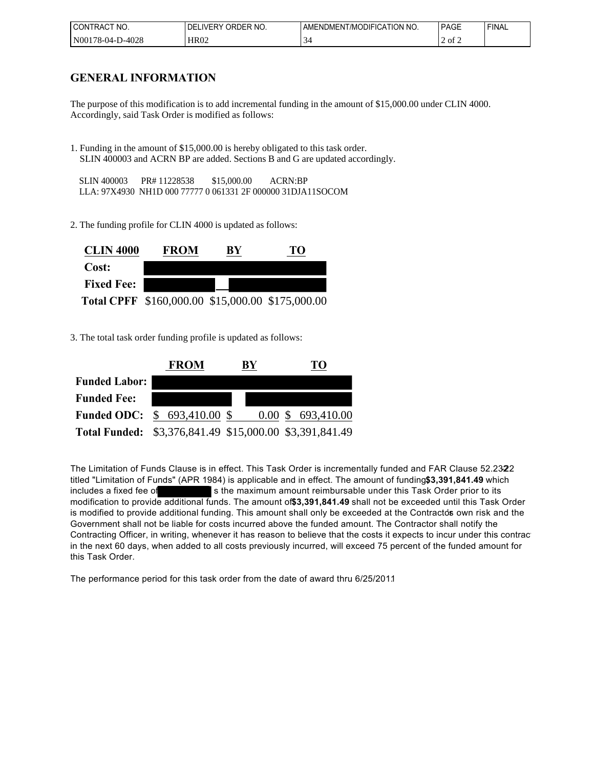| CONTRACT NO. | DELIVERY ORDER NO. | AMENDMENT/MODIFICATION NO. | PAGE | FINAL |
| --- | --- | --- | --- | --- |
| N00178-04-D-4028 | HR02 | 34 | 2 of 2 | |

## GENERAL INFORMATION

The purpose of this modification is to add incremental funding in the amount of $15,000.00 under CLIN 4000. Accordingly, said Task Order is modified as follows:

1. Funding in the amount of $15,000.00 is hereby obligated to this task order. SLIN 400003 and ACRN BP are added. Sections B and G are updated accordingly.

   SLIN 400003 PR# 11228538 $15,000.00 ACRN:BP
   LLA: 97X4930 NH1D 000 77777 0 061331 2F 000000 31DJA11SOCOM

2. The funding profile for CLIN 4000 is updated as follows:

| CLIN 4000 | FROM | BY | TO |
| --- | --- | --- | --- |
| Cost: | | | |
| Fixed Fee: | | | |
| Total CPFF | $160,000.00 | $15,000.00 | $175,000.00 |

3. The total task order funding profile is updated as follows:

| | FROM | BY | TO |
| --- | --- | --- | --- |
| Funded Labor: | | | |
| Funded Fee: | | | |
| Funded ODC: | $ 693,410.00 | $ 0.00 | $ 693,410.00 |
| Total Funded: | $3,376,841.49 | $15,000.00 | $3,391,841.49 |

The Limitation of Funds Clause is in effect. This Task Order is incrementally funded and FAR Clause 52.232-22 titled "Limitation of Funds" (APR 1984) is applicable and in effect. The amount of funding **$3,391,841.49** which includes a fixed fee of [redacted] s the maximum amount reimbursable under this Task Order prior to its modification to provide additional funds. The amount of **$3,391,841.49** shall not be exceeded until this Task Order is modified to provide additional funding. This amount shall only be exceeded at the Contractor's own risk and the Government shall not be liable for costs incurred above the funded amount. The Contractor shall notify the Contracting Officer, in writing, whenever it has reason to believe that the costs it expects to incur under this contract in the next 60 days, when added to all costs previously incurred, will exceed 75 percent of the funded amount for this Task Order.

The performance period for this task order from the date of award thru 6/25/2011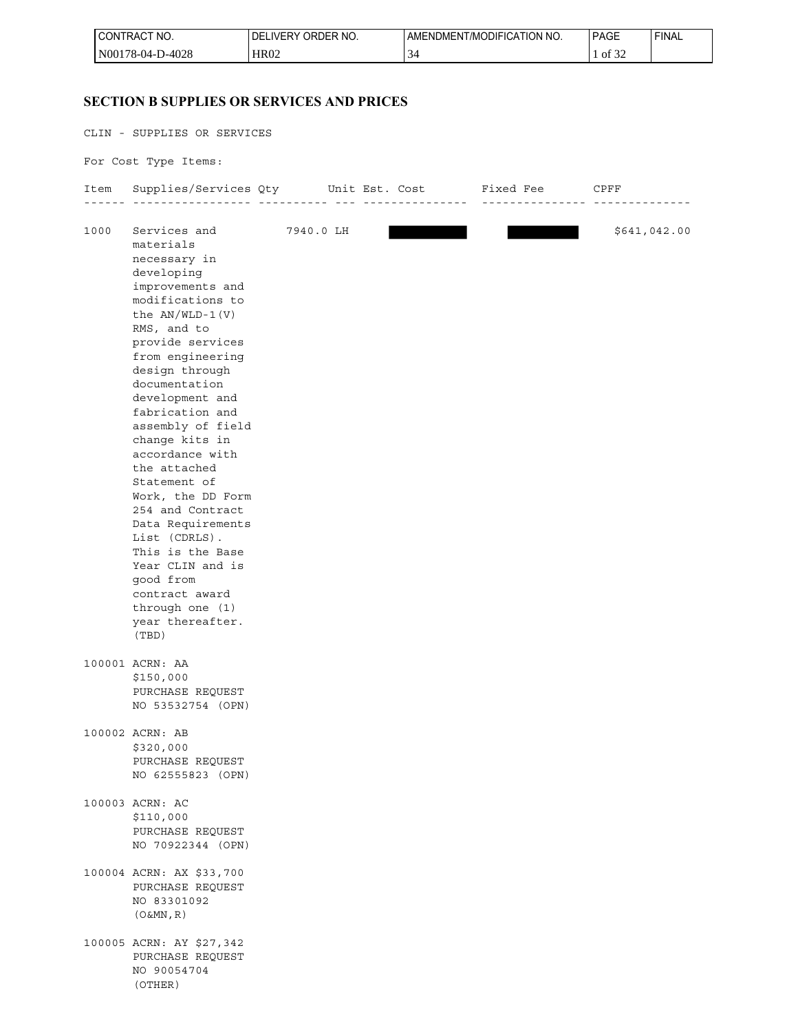| CONTRACT NO. | DELIVERY ORDER NO. | AMENDMENT/MODIFICATION NO. | PAGE | FINAL |
| --- | --- | --- | --- | --- |
| N00178-04-D-4028 | HR02 | 34 | 1 of 32 | |

## SECTION B SUPPLIES OR SERVICES AND PRICES

CLIN - SUPPLIES OR SERVICES

For Cost Type Items:

| Item | Supplies/Services | Qty | Unit | Est. Cost | Fixed Fee | CPFF |
| --- | --- | --- | --- | --- | --- | --- |
| 1000 | Services and materials necessary in developing improvements and modifications to the AN/WLD-1(V) RMS, and to provide services from engineering design through documentation development and fabrication and assembly of field change kits in accordance with the attached Statement of Work, the DD Form 254 and Contract Data Requirements List (CDRLS). This is the Base Year CLIN and is good from contract award through one (1) year thereafter. (TBD) | 7940.0 | LH | | | $641,042.00 |
| 100001 | ACRN: AA $150,000 PURCHASE REQUEST NO 53532754 (OPN) | | | | | |
| 100002 | ACRN: AB $320,000 PURCHASE REQUEST NO 62555823 (OPN) | | | | | |
| 100003 | ACRN: AC $110,000 PURCHASE REQUEST NO 70922344 (OPN) | | | | | |
| 100004 | ACRN: AX $33,700 PURCHASE REQUEST NO 83301092 (O&MN,R) | | | | | |
| 100005 | ACRN: AY $27,342 PURCHASE REQUEST NO 90054704 (OTHER) | | | | | |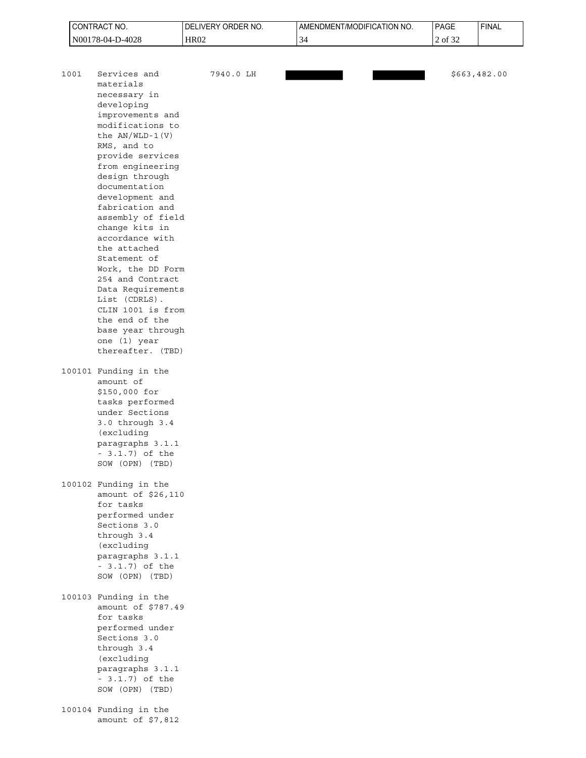| CONTRACT NO. | DELIVERY ORDER NO. | AMENDMENT/MODIFICATION NO. | PAGE | FINAL |
|---|---|---|---|---|
| N00178-04-D-4028 | HR02 | 34 | 2 of 32 | |

| | | | | | |
|---|---|---|---|---|---|
| 1001 | Services and materials necessary in developing improvements and modifications to the AN/WLD-1(V) RMS, and to provide services from engineering design through documentation development and fabrication and assembly of field change kits in accordance with the attached Statement of Work, the DD Form 254 and Contract Data Requirements List (CDRLS). CLIN 1001 is from the end of the base year through one (1) year thereafter. (TBD) | 7940.0 LH | | | $663,482.00 |
| 100101 | Funding in the amount of $150,000 for tasks performed under Sections 3.0 through 3.4 (excluding paragraphs 3.1.1 - 3.1.7) of the SOW (OPN) (TBD) | | | | |
| 100102 | Funding in the amount of $26,110 for tasks performed under Sections 3.0 through 3.4 (excluding paragraphs 3.1.1 - 3.1.7) of the SOW (OPN) (TBD) | | | | |
| 100103 | Funding in the amount of $787.49 for tasks performed under Sections 3.0 through 3.4 (excluding paragraphs 3.1.1 - 3.1.7) of the SOW (OPN) (TBD) | | | | |
| 100104 | Funding in the amount of $7,812 | | | | |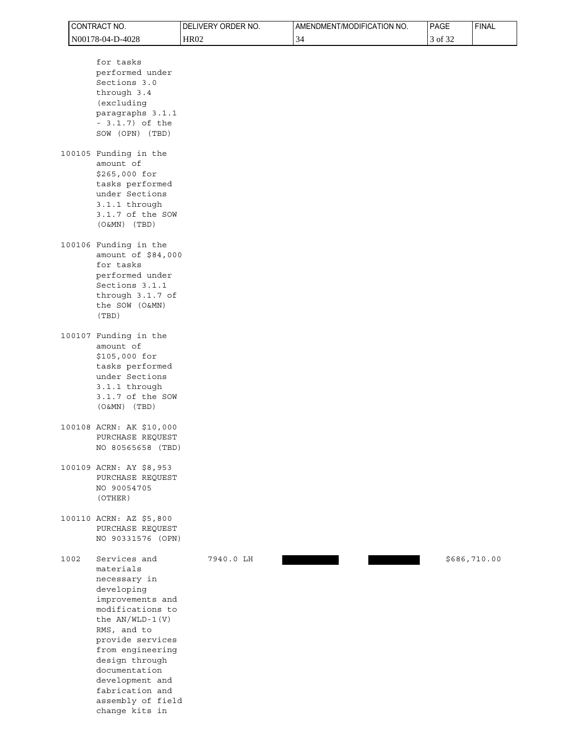| | | | | |
|---|---|---|---|---|
| | for tasks performed under Sections 3.0 through 3.4 (excluding paragraphs 3.1.1 - 3.1.7) of the SOW (OPN) (TBD) | | | |
| 100105 | Funding in the amount of $265,000 for tasks performed under Sections 3.1.1 through 3.1.7 of the SOW (O&MN) (TBD) | | | |
| 100106 | Funding in the amount of $84,000 for tasks performed under Sections 3.1.1 through 3.1.7 of the SOW (O&MN) (TBD) | | | |
| 100107 | Funding in the amount of $105,000 for tasks performed under Sections 3.1.1 through 3.1.7 of the SOW (O&MN) (TBD) | | | |
| 100108 | ACRN: AK $10,000 PURCHASE REQUEST NO 80565658 (TBD) | | | |
| 100109 | ACRN: AY $8,953 PURCHASE REQUEST NO 90054705 (OTHER) | | | |
| 100110 | ACRN: AZ $5,800 PURCHASE REQUEST NO 90331576 (OPN) | | | |
| 1002 | Services and materials necessary in developing improvements and modifications to the AN/WLD-1(V) RMS, and to provide services from engineering design through documentation development and fabrication and assembly of field change kits in | 7940.0 LH | [redacted] | [redacted] | $686,710.00 |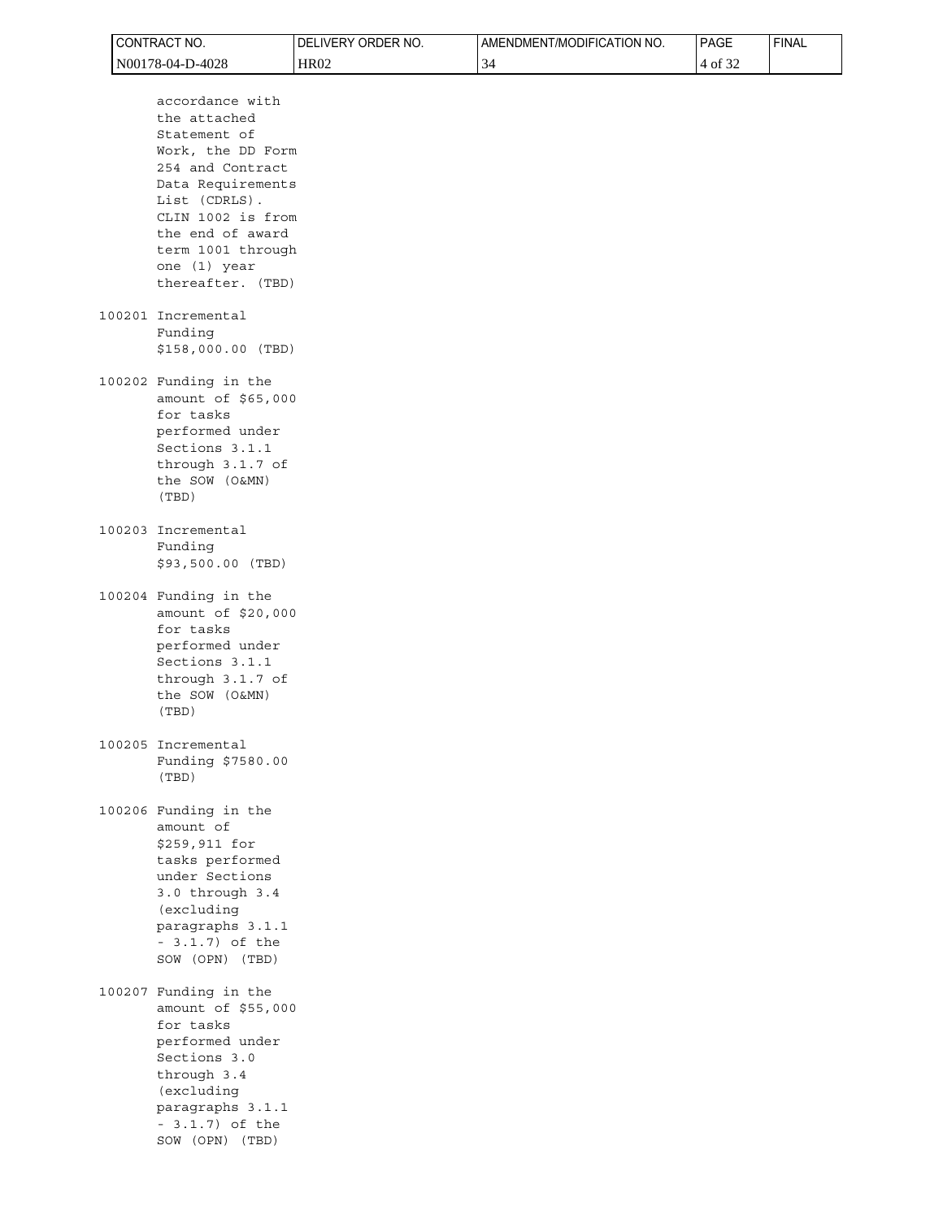accordance with the attached Statement of Work, the DD Form 254 and Contract Data Requirements List (CDRLS). CLIN 1002 is from the end of award term 1001 through one (1) year thereafter. (TBD)

100201 Incremental Funding $158,000.00 (TBD)

100202 Funding in the amount of $65,000 for tasks performed under Sections 3.1.1 through 3.1.7 of the SOW (O&MN) (TBD)

100203 Incremental Funding $93,500.00 (TBD)

100204 Funding in the amount of $20,000 for tasks performed under Sections 3.1.1 through 3.1.7 of the SOW (O&MN) (TBD)

100205 Incremental Funding $7580.00 (TBD)

100206 Funding in the amount of $259,911 for tasks performed under Sections 3.0 through 3.4 (excluding paragraphs 3.1.1 - 3.1.7) of the SOW (OPN) (TBD)

100207 Funding in the amount of $55,000 for tasks performed under Sections 3.0 through 3.4 (excluding paragraphs 3.1.1 - 3.1.7) of the SOW (OPN) (TBD)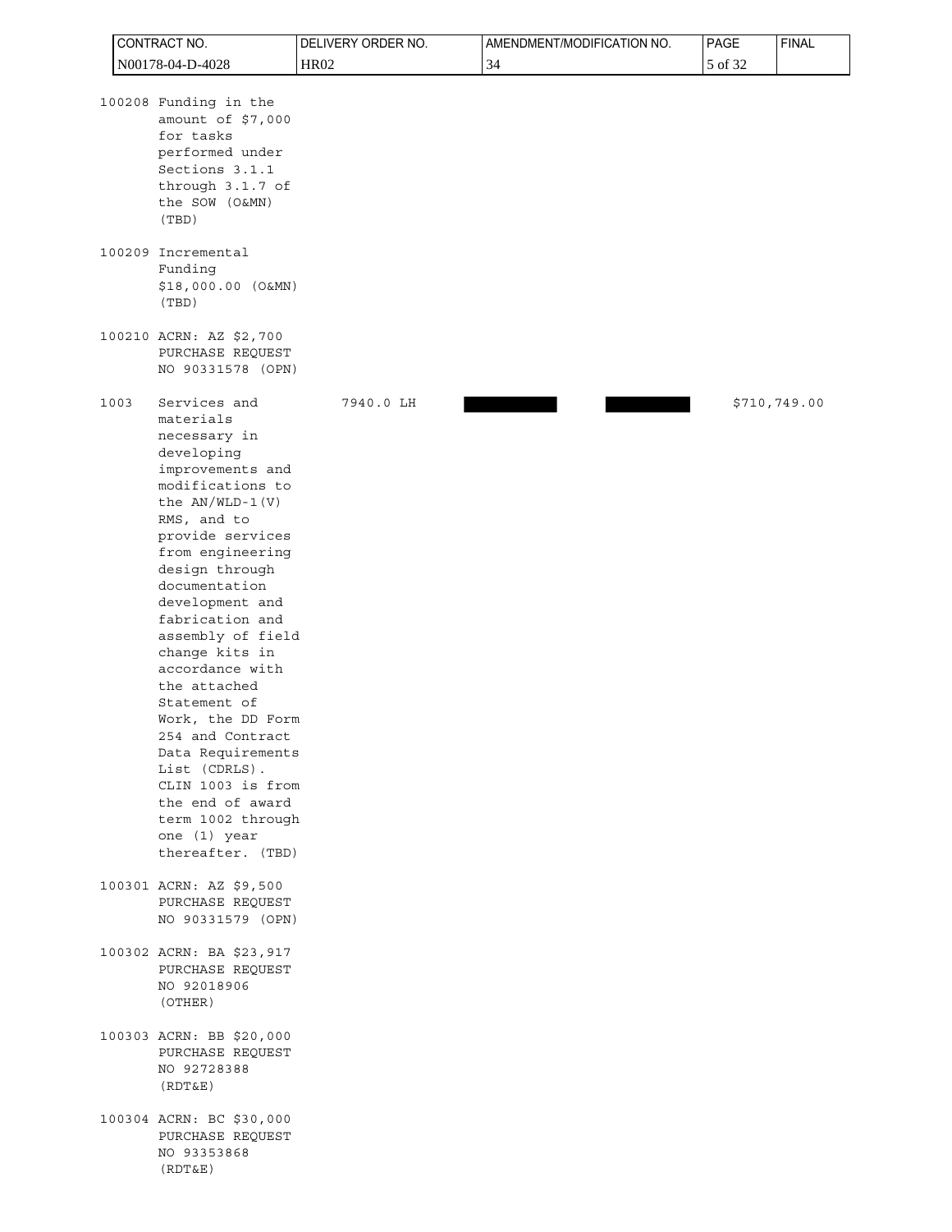| | | | | | |
|---|---|---|---|---|---|
| 100208 | Funding in the amount of $7,000 for tasks performed under Sections 3.1.1 through 3.1.7 of the SOW (O&MN) (TBD) | | | | |
| 100209 | Incremental Funding $18,000.00 (O&MN) (TBD) | | | | |
| 100210 | ACRN: AZ $2,700 PURCHASE REQUEST NO 90331578 (OPN) | | | | |
| 1003 | Services and materials necessary in developing improvements and modifications to the AN/WLD-1(V) RMS, and to provide services from engineering design through documentation development and fabrication and assembly of field change kits in accordance with the attached Statement of Work, the DD Form 254 and Contract Data Requirements List (CDRLS). CLIN 1003 is from the end of award term 1002 through one (1) year thereafter. (TBD) | 7940.0 LH | | | $710,749.00 |
| 100301 | ACRN: AZ $9,500 PURCHASE REQUEST NO 90331579 (OPN) | | | | |
| 100302 | ACRN: BA $23,917 PURCHASE REQUEST NO 92018906 (OTHER) | | | | |
| 100303 | ACRN: BB $20,000 PURCHASE REQUEST NO 92728388 (RDT&E) | | | | |
| 100304 | ACRN: BC $30,000 PURCHASE REQUEST NO 93353868 (RDT&E) | | | | |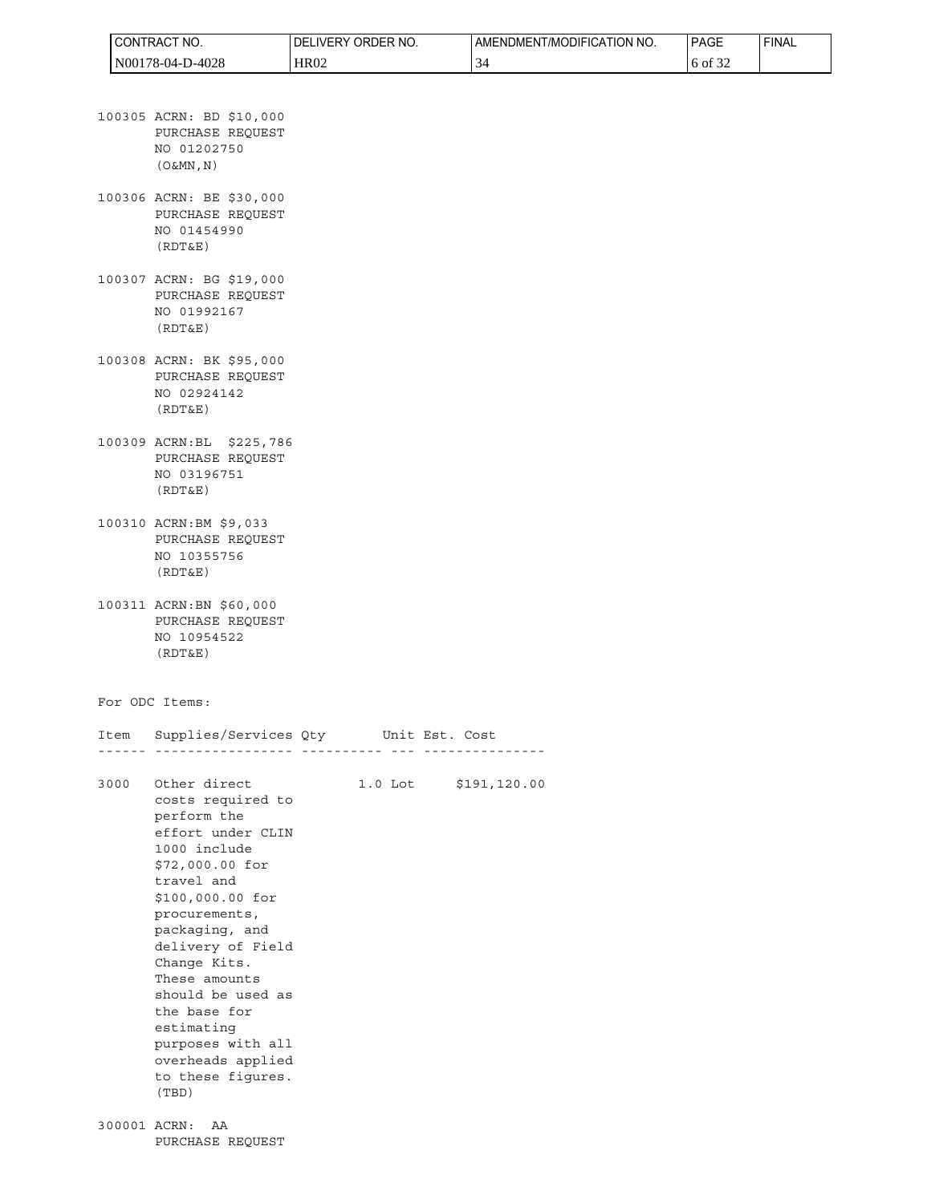100305 ACRN: BD $10,000
PURCHASE REQUEST
NO 01202750
(O&MN,N)

100306 ACRN: BE $30,000
PURCHASE REQUEST
NO 01454990
(RDT&E)

100307 ACRN: BG $19,000
PURCHASE REQUEST
NO 01992167
(RDT&E)

100308 ACRN: BK $95,000
PURCHASE REQUEST
NO 02924142
(RDT&E)

100309 ACRN:BL $225,786
PURCHASE REQUEST
NO 03196751
(RDT&E)

100310 ACRN:BM $9,033
PURCHASE REQUEST
NO 10355756
(RDT&E)

100311 ACRN:BN $60,000
PURCHASE REQUEST
NO 10954522
(RDT&E)

For ODC Items:

| Item | Supplies/Services | Qty | Unit | Est. Cost |
|---|---|---|---|---|
| 3000 | Other direct costs required to perform the effort under CLIN 1000 include $72,000.00 for travel and $100,000.00 for procurements, packaging, and delivery of Field Change Kits. These amounts should be used as the base for estimating purposes with all overheads applied to these figures. (TBD) | 1.0 | Lot | $191,120.00 |

300001 ACRN: AA
PURCHASE REQUEST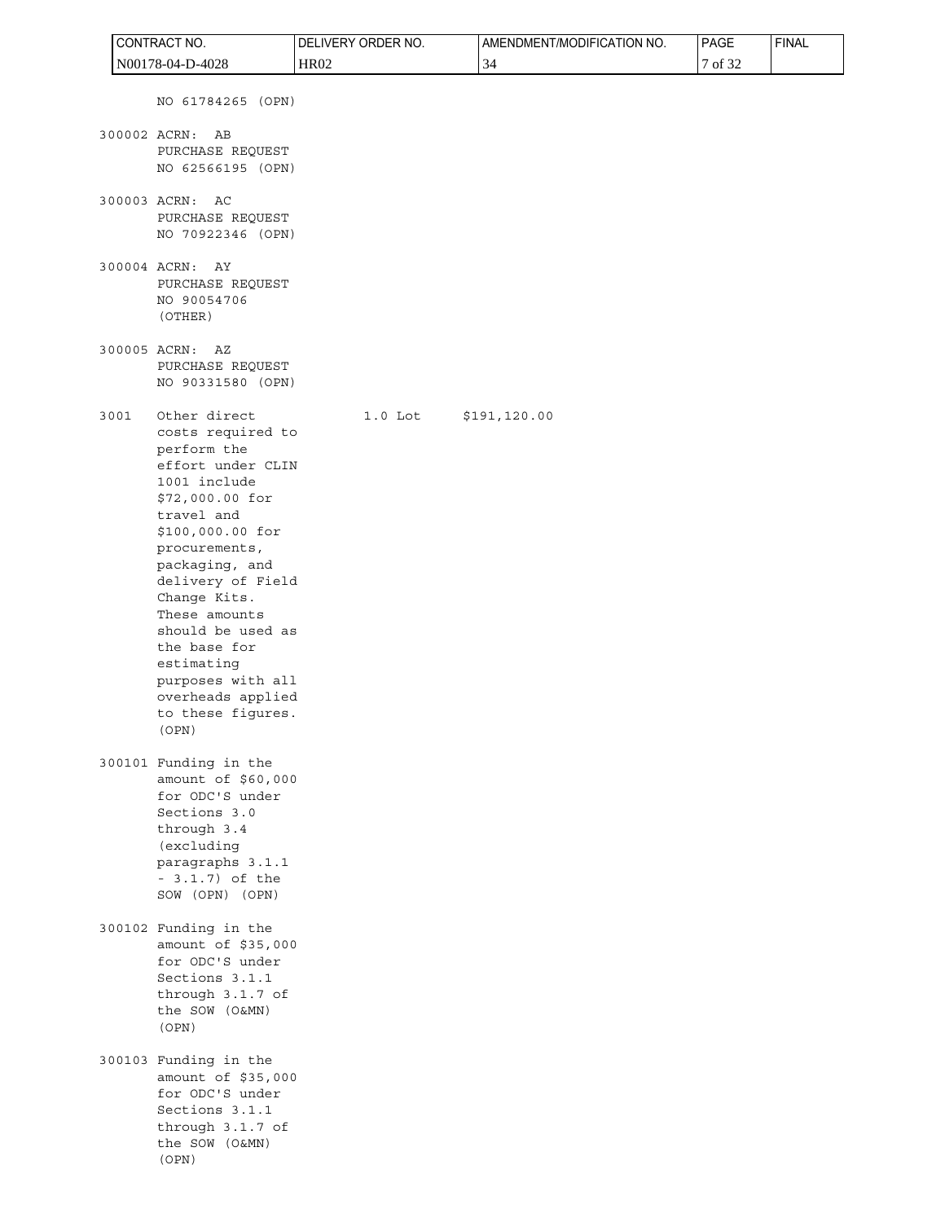NO 61784265 (OPN)

300002 ACRN: AB
PURCHASE REQUEST
NO 62566195 (OPN)

300003 ACRN: AC
PURCHASE REQUEST
NO 70922346 (OPN)

300004 ACRN: AY
PURCHASE REQUEST
NO 90054706
(OTHER)

300005 ACRN: AZ
PURCHASE REQUEST
NO 90331580 (OPN)

| | | | |
|---|---|---|---|
| 3001 | Other direct costs required to perform the effort under CLIN 1001 include $72,000.00 for travel and $100,000.00 for procurements, packaging, and delivery of Field Change Kits. These amounts should be used as the base for estimating purposes with all overheads applied to these figures. (OPN) | 1.0 Lot | $191,120.00 |

300101 Funding in the amount of $60,000 for ODC'S under Sections 3.0 through 3.4 (excluding paragraphs 3.1.1 - 3.1.7) of the SOW (OPN) (OPN)

300102 Funding in the amount of $35,000 for ODC'S under Sections 3.1.1 through 3.1.7 of the SOW (O&MN) (OPN)

300103 Funding in the amount of $35,000 for ODC'S under Sections 3.1.1 through 3.1.7 of the SOW (O&MN) (OPN)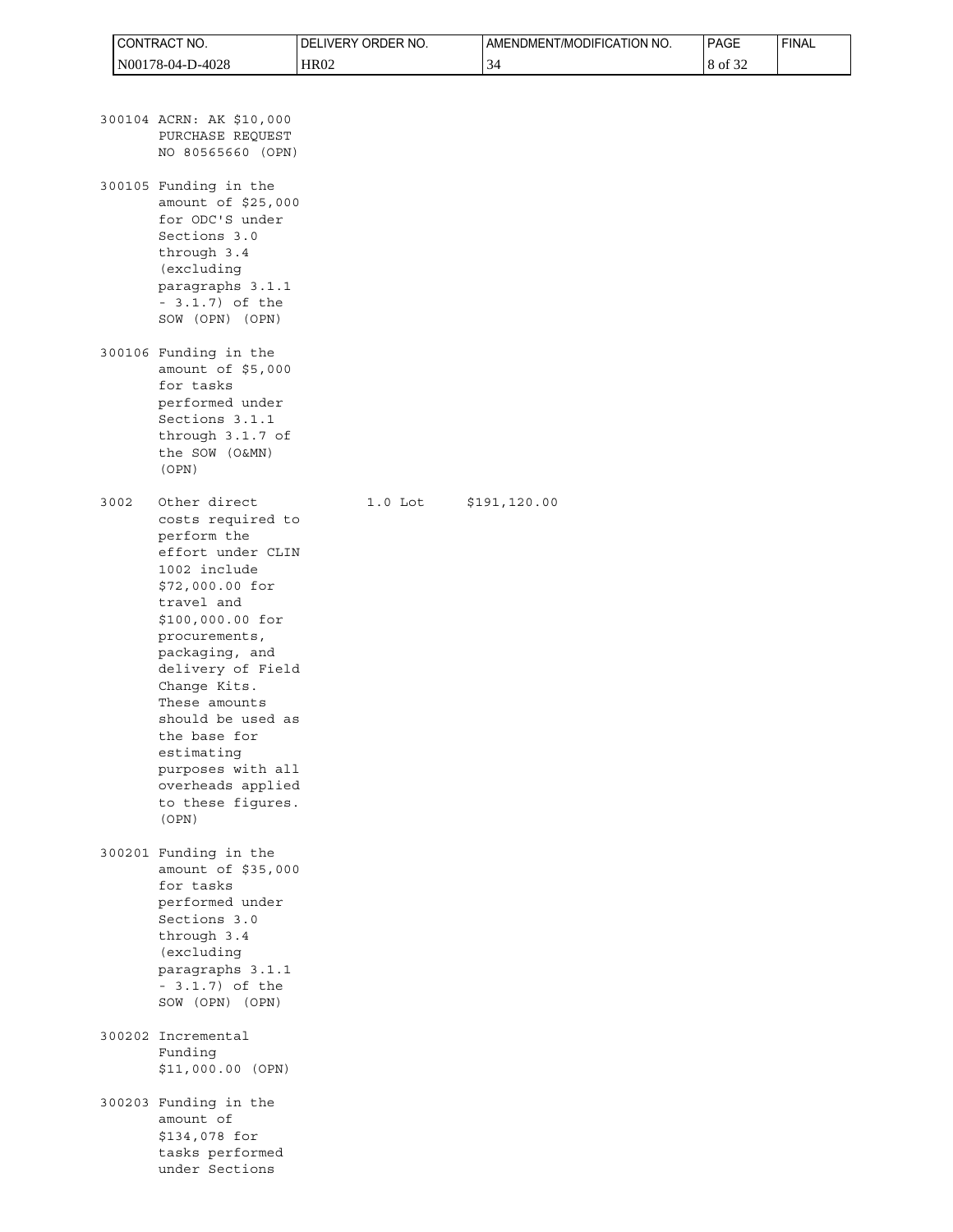300104 ACRN: AK $10,000 PURCHASE REQUEST NO 80565660 (OPN)

300105 Funding in the amount of $25,000 for ODC'S under Sections 3.0 through 3.4 (excluding paragraphs 3.1.1 - 3.1.7) of the SOW (OPN) (OPN)

300106 Funding in the amount of $5,000 for tasks performed under Sections 3.1.1 through 3.1.7 of the SOW (O&MN) (OPN)

| | | | |
|---|---|---|---|
| 3002 | Other direct costs required to perform the effort under CLIN 1002 include $72,000.00 for travel and $100,000.00 for procurements, packaging, and delivery of Field Change Kits. These amounts should be used as the base for estimating purposes with all overheads applied to these figures. (OPN) | 1.0 Lot | $191,120.00 |

300201 Funding in the amount of $35,000 for tasks performed under Sections 3.0 through 3.4 (excluding paragraphs 3.1.1 - 3.1.7) of the SOW (OPN) (OPN)

300202 Incremental Funding $11,000.00 (OPN)

300203 Funding in the amount of $134,078 for tasks performed under Sections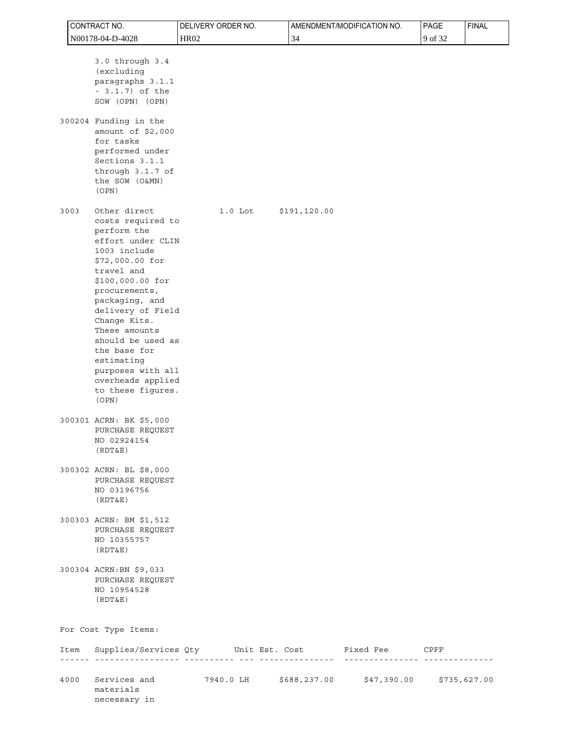3.0 through 3.4 (excluding paragraphs 3.1.1 - 3.1.7) of the SOW (OPN) (OPN)

300204 Funding in the amount of $2,000 for tasks performed under Sections 3.1.1 through 3.1.7 of the SOW (O&MN) (OPN)

| | | | |
|---|---|---|---|
| 3003 | Other direct costs required to perform the effort under CLIN 1003 include $72,000.00 for travel and $100,000.00 for procurements, packaging, and delivery of Field Change Kits. These amounts should be used as the base for estimating purposes with all overheads applied to these figures. (OPN) | 1.0 Lot | $191,120.00 |

300301 ACRN: BK $5,000 PURCHASE REQUEST NO 02924154 (RDT&E)

300302 ACRN: BL $8,000 PURCHASE REQUEST NO 03196756 (RDT&E)

300303 ACRN: BM $1,512 PURCHASE REQUEST NO 10355757 (RDT&E)

300304 ACRN:BN $9,033 PURCHASE REQUEST NO 10954528 (RDT&E)

For Cost Type Items:

| Item | Supplies/Services | Qty | Unit | Est. Cost | Fixed Fee | CPFF |
|---|---|---|---|---|---|---|
| 4000 | Services and materials necessary in | 7940.0 | LH | $688,237.00 | $47,390.00 | $735,627.00 |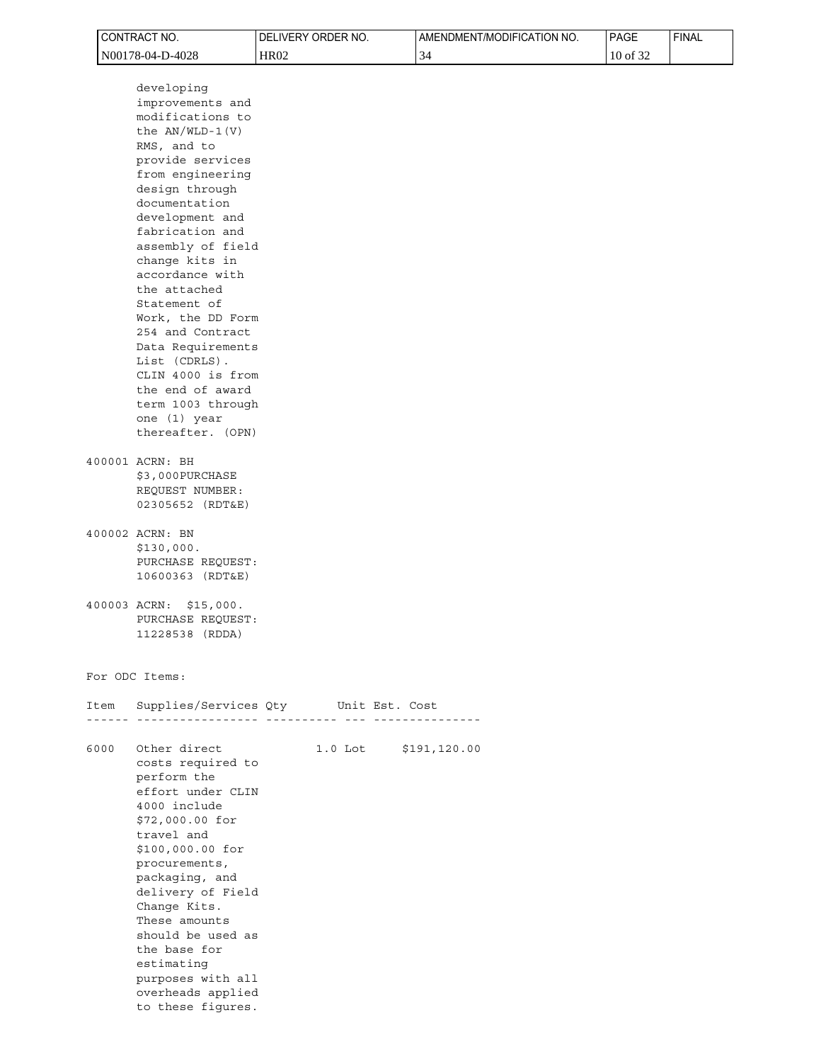developing improvements and modifications to the AN/WLD-1(V) RMS, and to provide services from engineering design through documentation development and fabrication and assembly of field change kits in accordance with the attached Statement of Work, the DD Form 254 and Contract Data Requirements List (CDRLS). CLIN 4000 is from the end of award term 1003 through one (1) year thereafter. (OPN)

400001 ACRN: BH $3,000PURCHASE REQUEST NUMBER: 02305652 (RDT&E)

400002 ACRN: BN $130,000. PURCHASE REQUEST: 10600363 (RDT&E)

400003 ACRN: $15,000. PURCHASE REQUEST: 11228538 (RDDA)

For ODC Items:

| Item | Supplies/Services | Qty | Unit | Est. Cost |
|---|---|---|---|---|
| 6000 | Other direct costs required to perform the effort under CLIN 4000 include $72,000.00 for travel and $100,000.00 for procurements, packaging, and delivery of Field Change Kits. These amounts should be used as the base for estimating purposes with all overheads applied to these figures. | 1.0 | Lot | $191,120.00 |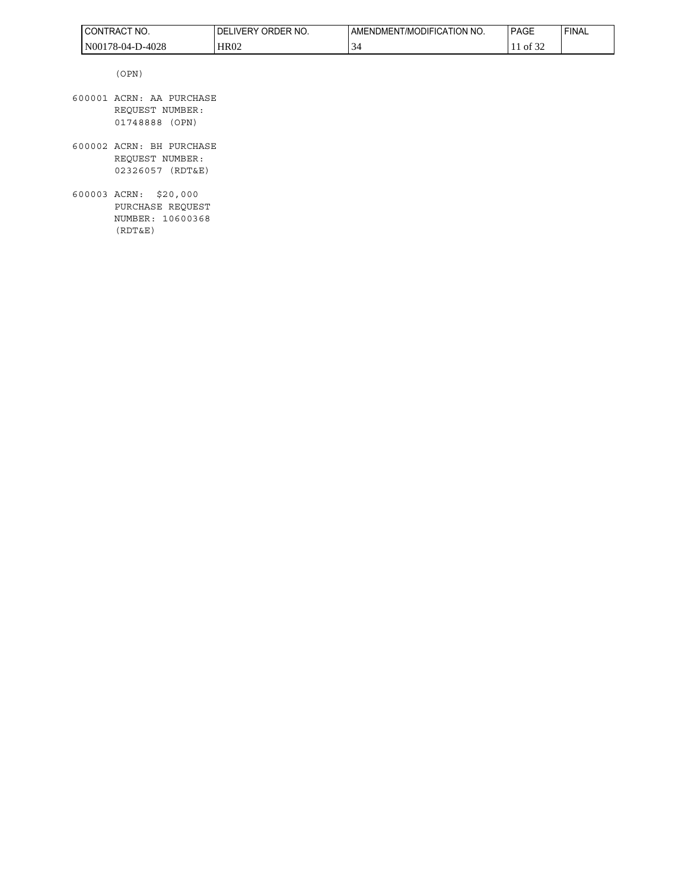(OPN)

600001 ACRN: AA PURCHASE
REQUEST NUMBER:
01748888 (OPN)

600002 ACRN: BH PURCHASE
REQUEST NUMBER:
02326057 (RDT&E)

600003 ACRN: $20,000
PURCHASE REQUEST
NUMBER: 10600368
(RDT&E)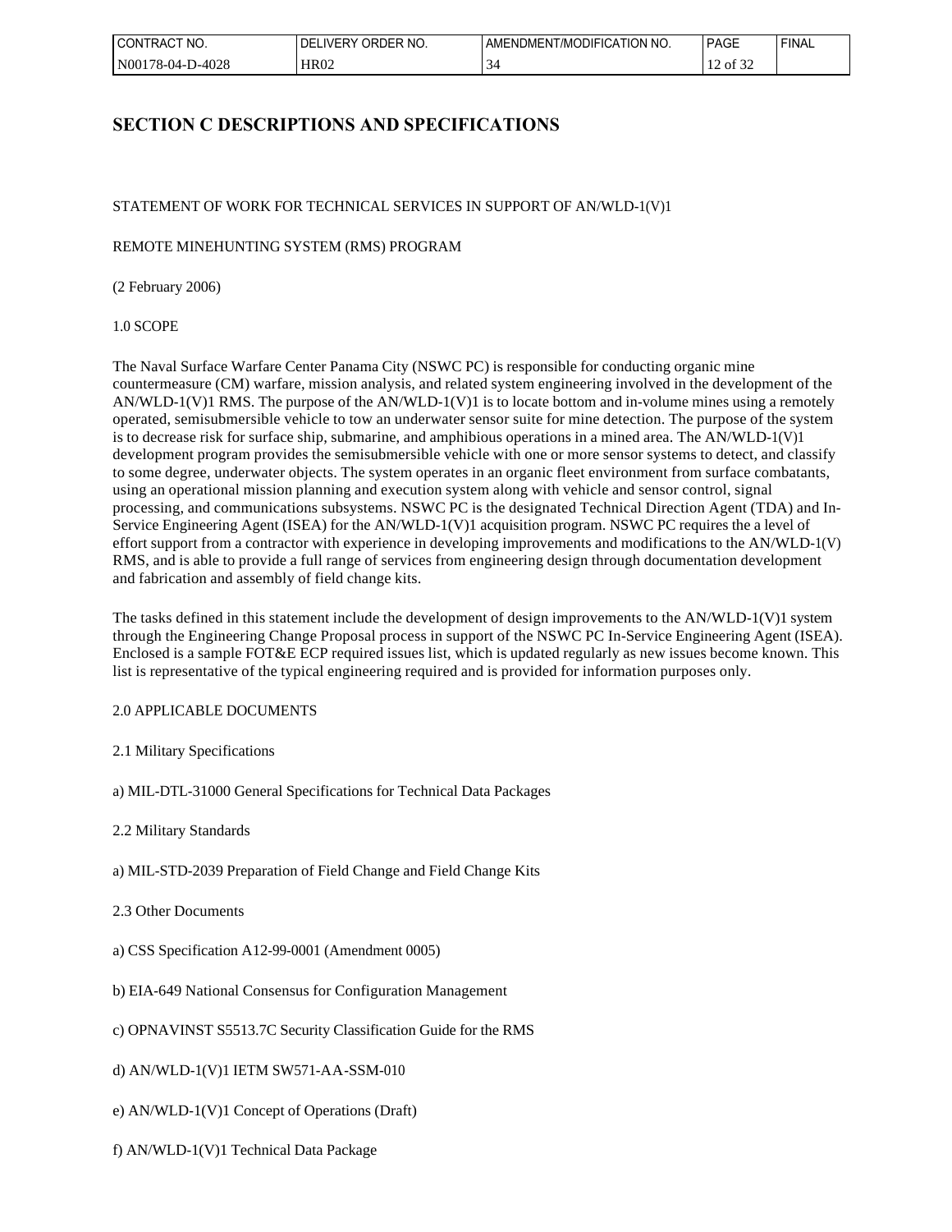# SECTION C DESCRIPTIONS AND SPECIFICATIONS

STATEMENT OF WORK FOR TECHNICAL SERVICES IN SUPPORT OF AN/WLD-1(V)1

REMOTE MINEHUNTING SYSTEM (RMS) PROGRAM

(2 February 2006)

1.0 SCOPE

The Naval Surface Warfare Center Panama City (NSWC PC) is responsible for conducting organic mine countermeasure (CM) warfare, mission analysis, and related system engineering involved in the development of the AN/WLD-1(V)1 RMS. The purpose of the AN/WLD-1(V)1 is to locate bottom and in-volume mines using a remotely operated, semisubmersible vehicle to tow an underwater sensor suite for mine detection. The purpose of the system is to decrease risk for surface ship, submarine, and amphibious operations in a mined area. The AN/WLD-1(V)1 development program provides the semisubmersible vehicle with one or more sensor systems to detect, and classify to some degree, underwater objects. The system operates in an organic fleet environment from surface combatants, using an operational mission planning and execution system along with vehicle and sensor control, signal processing, and communications subsystems. NSWC PC is the designated Technical Direction Agent (TDA) and In-Service Engineering Agent (ISEA) for the AN/WLD-1(V)1 acquisition program. NSWC PC requires the a level of effort support from a contractor with experience in developing improvements and modifications to the AN/WLD-1(V) RMS, and is able to provide a full range of services from engineering design through documentation development and fabrication and assembly of field change kits.

The tasks defined in this statement include the development of design improvements to the AN/WLD-1(V)1 system through the Engineering Change Proposal process in support of the NSWC PC In-Service Engineering Agent (ISEA). Enclosed is a sample FOT&E ECP required issues list, which is updated regularly as new issues become known. This list is representative of the typical engineering required and is provided for information purposes only.

2.0 APPLICABLE DOCUMENTS

2.1 Military Specifications

a) MIL-DTL-31000 General Specifications for Technical Data Packages

2.2 Military Standards

a) MIL-STD-2039 Preparation of Field Change and Field Change Kits

2.3 Other Documents

a) CSS Specification A12-99-0001 (Amendment 0005)

b) EIA-649 National Consensus for Configuration Management

c) OPNAVINST S5513.7C Security Classification Guide for the RMS

d) AN/WLD-1(V)1 IETM SW571-AA-SSM-010

e) AN/WLD-1(V)1 Concept of Operations (Draft)

f) AN/WLD-1(V)1 Technical Data Package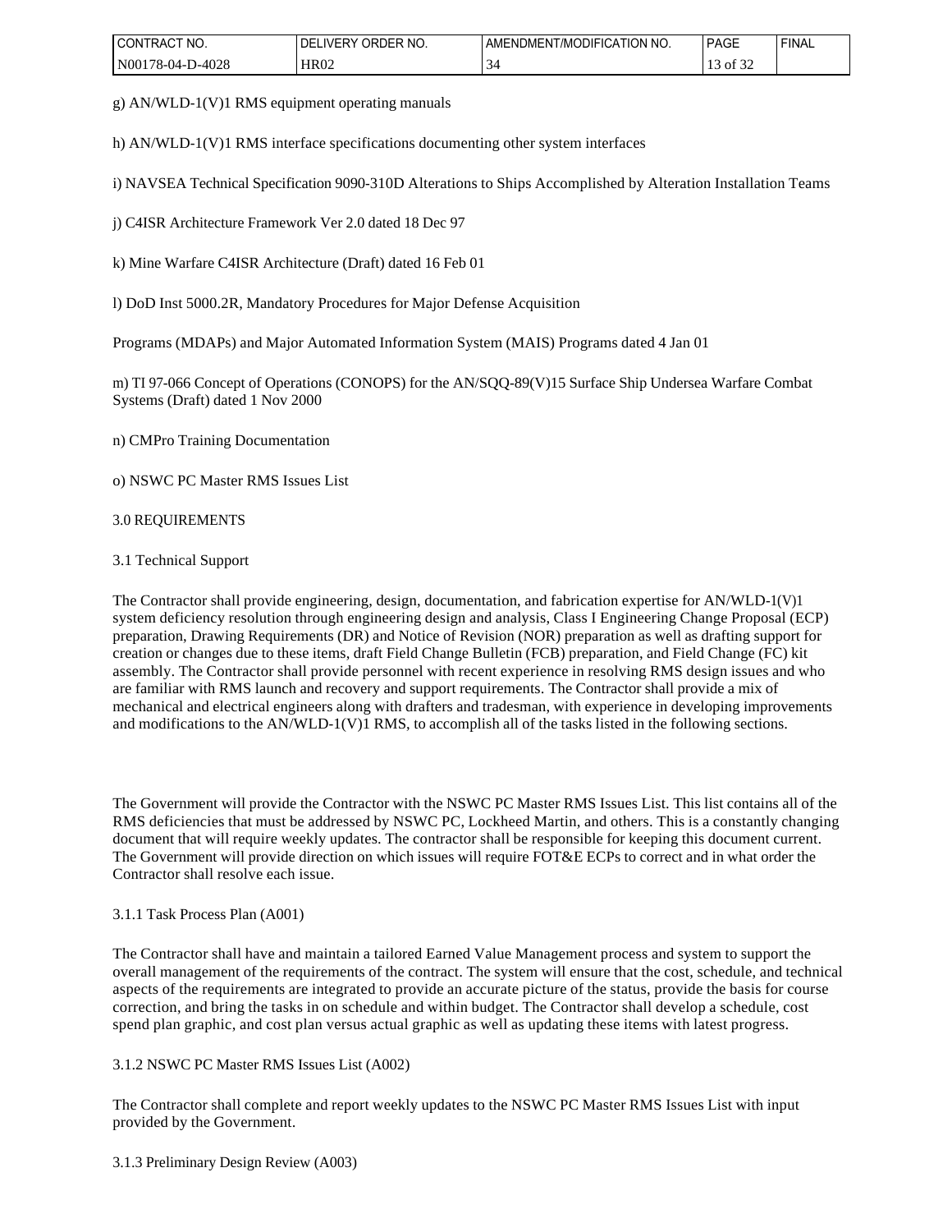g) AN/WLD-1(V)1 RMS equipment operating manuals

h) AN/WLD-1(V)1 RMS interface specifications documenting other system interfaces

i) NAVSEA Technical Specification 9090-310D Alterations to Ships Accomplished by Alteration Installation Teams

j) C4ISR Architecture Framework Ver 2.0 dated 18 Dec 97

k) Mine Warfare C4ISR Architecture (Draft) dated 16 Feb 01

l) DoD Inst 5000.2R, Mandatory Procedures for Major Defense Acquisition

Programs (MDAPs) and Major Automated Information System (MAIS) Programs dated 4 Jan 01

m) TI 97-066 Concept of Operations (CONOPS) for the AN/SQQ-89(V)15 Surface Ship Undersea Warfare Combat Systems (Draft) dated 1 Nov 2000

n) CMPro Training Documentation

o) NSWC PC Master RMS Issues List

## 3.0 REQUIREMENTS

### 3.1 Technical Support

The Contractor shall provide engineering, design, documentation, and fabrication expertise for AN/WLD-1(V)1 system deficiency resolution through engineering design and analysis, Class I Engineering Change Proposal (ECP) preparation, Drawing Requirements (DR) and Notice of Revision (NOR) preparation as well as drafting support for creation or changes due to these items, draft Field Change Bulletin (FCB) preparation, and Field Change (FC) kit assembly. The Contractor shall provide personnel with recent experience in resolving RMS design issues and who are familiar with RMS launch and recovery and support requirements. The Contractor shall provide a mix of mechanical and electrical engineers along with drafters and tradesman, with experience in developing improvements and modifications to the AN/WLD-1(V)1 RMS, to accomplish all of the tasks listed in the following sections.

The Government will provide the Contractor with the NSWC PC Master RMS Issues List. This list contains all of the RMS deficiencies that must be addressed by NSWC PC, Lockheed Martin, and others. This is a constantly changing document that will require weekly updates. The contractor shall be responsible for keeping this document current. The Government will provide direction on which issues will require FOT&E ECPs to correct and in what order the Contractor shall resolve each issue.

#### 3.1.1 Task Process Plan (A001)

The Contractor shall have and maintain a tailored Earned Value Management process and system to support the overall management of the requirements of the contract. The system will ensure that the cost, schedule, and technical aspects of the requirements are integrated to provide an accurate picture of the status, provide the basis for course correction, and bring the tasks in on schedule and within budget. The Contractor shall develop a schedule, cost spend plan graphic, and cost plan versus actual graphic as well as updating these items with latest progress.

#### 3.1.2 NSWC PC Master RMS Issues List (A002)

The Contractor shall complete and report weekly updates to the NSWC PC Master RMS Issues List with input provided by the Government.

#### 3.1.3 Preliminary Design Review (A003)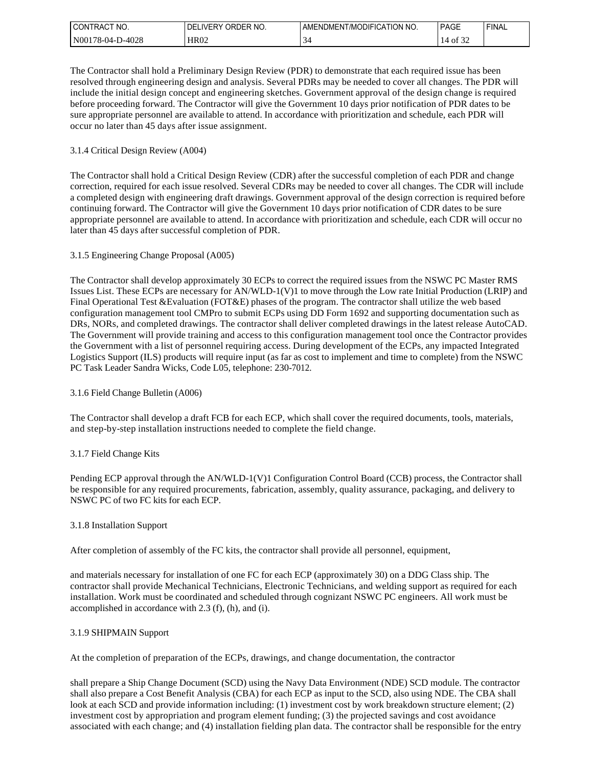The Contractor shall hold a Preliminary Design Review (PDR) to demonstrate that each required issue has been resolved through engineering design and analysis. Several PDRs may be needed to cover all changes. The PDR will include the initial design concept and engineering sketches. Government approval of the design change is required before proceeding forward. The Contractor will give the Government 10 days prior notification of PDR dates to be sure appropriate personnel are available to attend. In accordance with prioritization and schedule, each PDR will occur no later than 45 days after issue assignment.

3.1.4 Critical Design Review (A004)

The Contractor shall hold a Critical Design Review (CDR) after the successful completion of each PDR and change correction, required for each issue resolved. Several CDRs may be needed to cover all changes. The CDR will include a completed design with engineering draft drawings. Government approval of the design correction is required before continuing forward. The Contractor will give the Government 10 days prior notification of CDR dates to be sure appropriate personnel are available to attend. In accordance with prioritization and schedule, each CDR will occur no later than 45 days after successful completion of PDR.

3.1.5 Engineering Change Proposal (A005)

The Contractor shall develop approximately 30 ECPs to correct the required issues from the NSWC PC Master RMS Issues List. These ECPs are necessary for AN/WLD-1(V)1 to move through the Low rate Initial Production (LRIP) and Final Operational Test &Evaluation (FOT&E) phases of the program. The contractor shall utilize the web based configuration management tool CMPro to submit ECPs using DD Form 1692 and supporting documentation such as DRs, NORs, and completed drawings. The contractor shall deliver completed drawings in the latest release AutoCAD. The Government will provide training and access to this configuration management tool once the Contractor provides the Government with a list of personnel requiring access. During development of the ECPs, any impacted Integrated Logistics Support (ILS) products will require input (as far as cost to implement and time to complete) from the NSWC PC Task Leader Sandra Wicks, Code L05, telephone: 230-7012.

3.1.6 Field Change Bulletin (A006)

The Contractor shall develop a draft FCB for each ECP, which shall cover the required documents, tools, materials, and step-by-step installation instructions needed to complete the field change.

3.1.7 Field Change Kits

Pending ECP approval through the AN/WLD-1(V)1 Configuration Control Board (CCB) process, the Contractor shall be responsible for any required procurements, fabrication, assembly, quality assurance, packaging, and delivery to NSWC PC of two FC kits for each ECP.

3.1.8 Installation Support

After completion of assembly of the FC kits, the contractor shall provide all personnel, equipment,

and materials necessary for installation of one FC for each ECP (approximately 30) on a DDG Class ship. The contractor shall provide Mechanical Technicians, Electronic Technicians, and welding support as required for each installation. Work must be coordinated and scheduled through cognizant NSWC PC engineers. All work must be accomplished in accordance with 2.3 (f), (h), and (i).

3.1.9 SHIPMAIN Support

At the completion of preparation of the ECPs, drawings, and change documentation, the contractor

shall prepare a Ship Change Document (SCD) using the Navy Data Environment (NDE) SCD module. The contractor shall also prepare a Cost Benefit Analysis (CBA) for each ECP as input to the SCD, also using NDE. The CBA shall look at each SCD and provide information including: (1) investment cost by work breakdown structure element; (2) investment cost by appropriation and program element funding; (3) the projected savings and cost avoidance associated with each change; and (4) installation fielding plan data. The contractor shall be responsible for the entry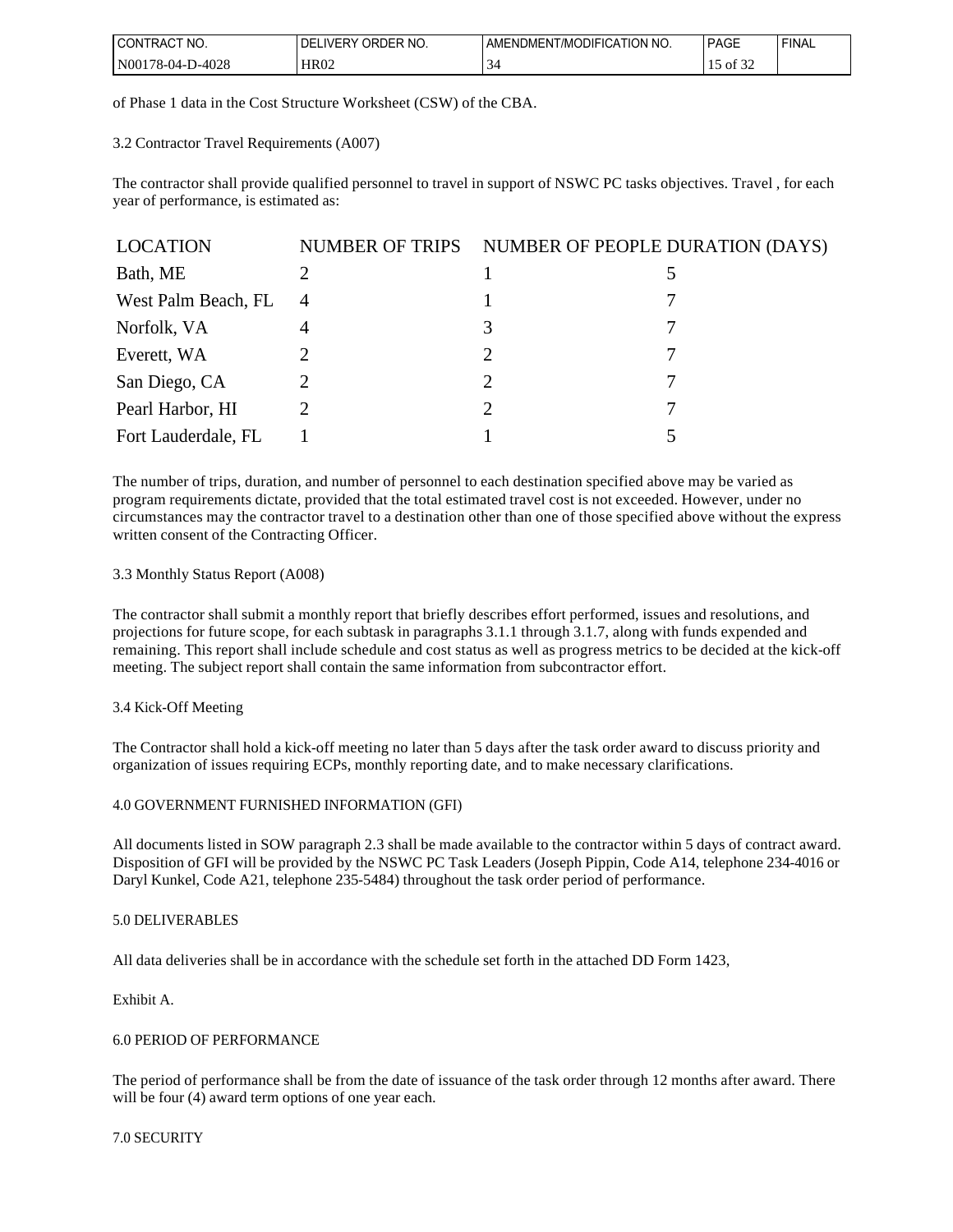of Phase 1 data in the Cost Structure Worksheet (CSW) of the CBA.

3.2 Contractor Travel Requirements (A007)

The contractor shall provide qualified personnel to travel in support of NSWC PC tasks objectives. Travel , for each year of performance, is estimated as:

| LOCATION | NUMBER OF TRIPS | NUMBER OF PEOPLE | DURATION (DAYS) |
|---|---|---|---|
| Bath, ME | 2 | 1 | 5 |
| West Palm Beach, FL | 4 | 1 | 7 |
| Norfolk, VA | 4 | 3 | 7 |
| Everett, WA | 2 | 2 | 7 |
| San Diego, CA | 2 | 2 | 7 |
| Pearl Harbor, HI | 2 | 2 | 7 |
| Fort Lauderdale, FL | 1 | 1 | 5 |

The number of trips, duration, and number of personnel to each destination specified above may be varied as program requirements dictate, provided that the total estimated travel cost is not exceeded. However, under no circumstances may the contractor travel to a destination other than one of those specified above without the express written consent of the Contracting Officer.

3.3 Monthly Status Report (A008)

The contractor shall submit a monthly report that briefly describes effort performed, issues and resolutions, and projections for future scope, for each subtask in paragraphs 3.1.1 through 3.1.7, along with funds expended and remaining. This report shall include schedule and cost status as well as progress metrics to be decided at the kick-off meeting. The subject report shall contain the same information from subcontractor effort.

3.4 Kick-Off Meeting

The Contractor shall hold a kick-off meeting no later than 5 days after the task order award to discuss priority and organization of issues requiring ECPs, monthly reporting date, and to make necessary clarifications.

4.0 GOVERNMENT FURNISHED INFORMATION (GFI)

All documents listed in SOW paragraph 2.3 shall be made available to the contractor within 5 days of contract award. Disposition of GFI will be provided by the NSWC PC Task Leaders (Joseph Pippin, Code A14, telephone 234-4016 or Daryl Kunkel, Code A21, telephone 235-5484) throughout the task order period of performance.

5.0 DELIVERABLES

All data deliveries shall be in accordance with the schedule set forth in the attached DD Form 1423,

Exhibit A.

6.0 PERIOD OF PERFORMANCE

The period of performance shall be from the date of issuance of the task order through 12 months after award. There will be four (4) award term options of one year each.

7.0 SECURITY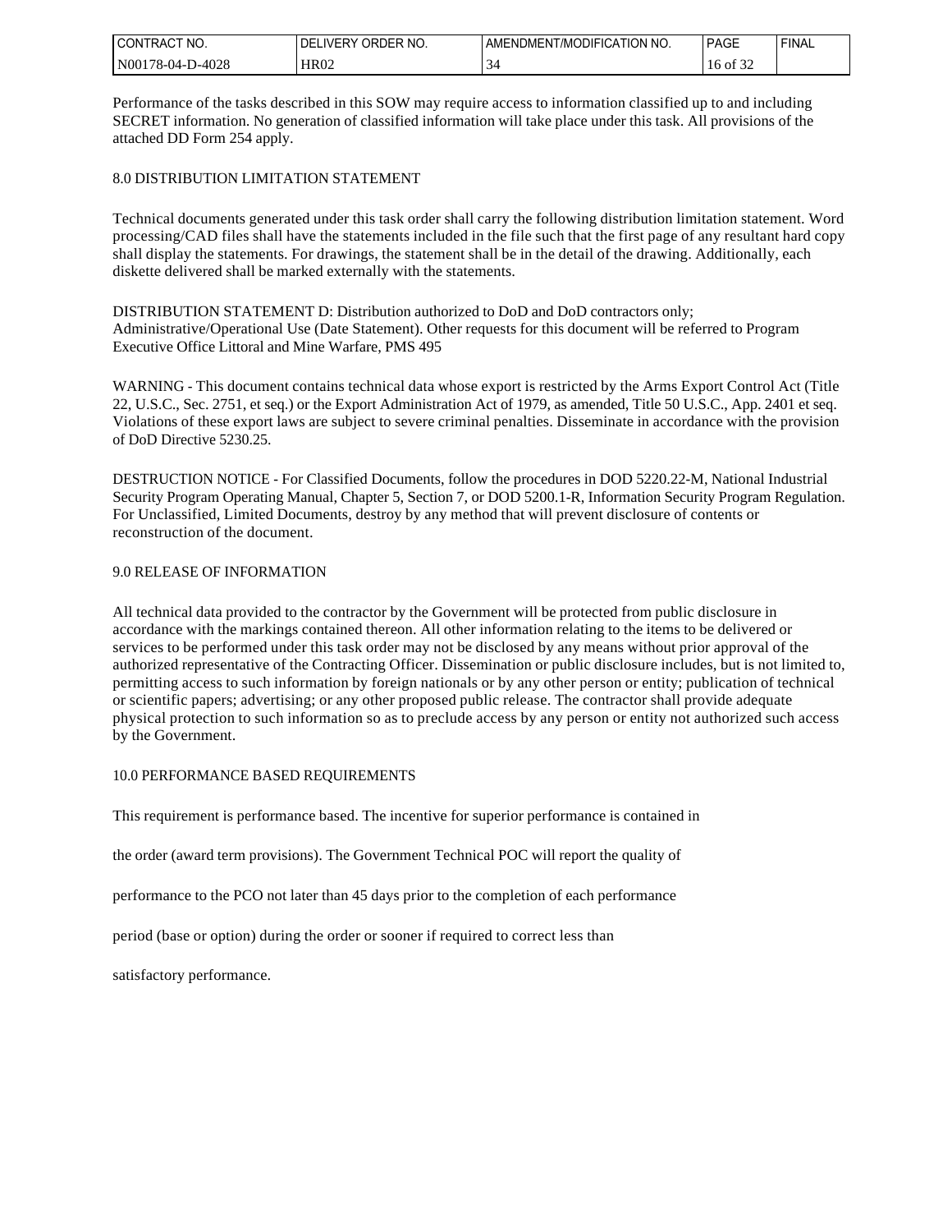Performance of the tasks described in this SOW may require access to information classified up to and including SECRET information. No generation of classified information will take place under this task. All provisions of the attached DD Form 254 apply.

## 8.0 DISTRIBUTION LIMITATION STATEMENT

Technical documents generated under this task order shall carry the following distribution limitation statement. Word processing/CAD files shall have the statements included in the file such that the first page of any resultant hard copy shall display the statements. For drawings, the statement shall be in the detail of the drawing. Additionally, each diskette delivered shall be marked externally with the statements.

DISTRIBUTION STATEMENT D: Distribution authorized to DoD and DoD contractors only; Administrative/Operational Use (Date Statement). Other requests for this document will be referred to Program Executive Office Littoral and Mine Warfare, PMS 495

WARNING - This document contains technical data whose export is restricted by the Arms Export Control Act (Title 22, U.S.C., Sec. 2751, et seq.) or the Export Administration Act of 1979, as amended, Title 50 U.S.C., App. 2401 et seq. Violations of these export laws are subject to severe criminal penalties. Disseminate in accordance with the provision of DoD Directive 5230.25.

DESTRUCTION NOTICE - For Classified Documents, follow the procedures in DOD 5220.22-M, National Industrial Security Program Operating Manual, Chapter 5, Section 7, or DOD 5200.1-R, Information Security Program Regulation. For Unclassified, Limited Documents, destroy by any method that will prevent disclosure of contents or reconstruction of the document.

## 9.0 RELEASE OF INFORMATION

All technical data provided to the contractor by the Government will be protected from public disclosure in accordance with the markings contained thereon. All other information relating to the items to be delivered or services to be performed under this task order may not be disclosed by any means without prior approval of the authorized representative of the Contracting Officer. Dissemination or public disclosure includes, but is not limited to, permitting access to such information by foreign nationals or by any other person or entity; publication of technical or scientific papers; advertising; or any other proposed public release. The contractor shall provide adequate physical protection to such information so as to preclude access by any person or entity not authorized such access by the Government.

## 10.0 PERFORMANCE BASED REQUIREMENTS

This requirement is performance based. The incentive for superior performance is contained in the order (award term provisions). The Government Technical POC will report the quality of performance to the PCO not later than 45 days prior to the completion of each performance period (base or option) during the order or sooner if required to correct less than satisfactory performance.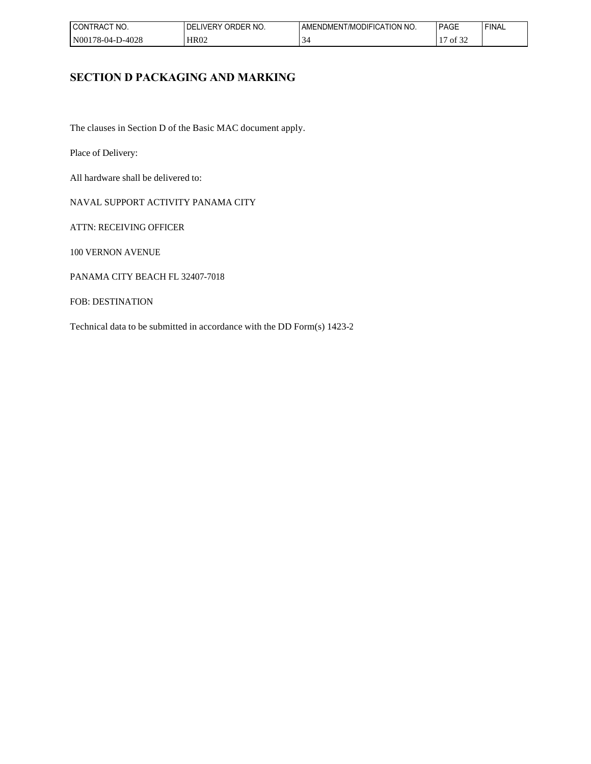# SECTION D PACKAGING AND MARKING

The clauses in Section D of the Basic MAC document apply.

Place of Delivery:

All hardware shall be delivered to:

NAVAL SUPPORT ACTIVITY PANAMA CITY

ATTN: RECEIVING OFFICER

100 VERNON AVENUE

PANAMA CITY BEACH FL 32407-7018

FOB: DESTINATION

Technical data to be submitted in accordance with the DD Form(s) 1423-2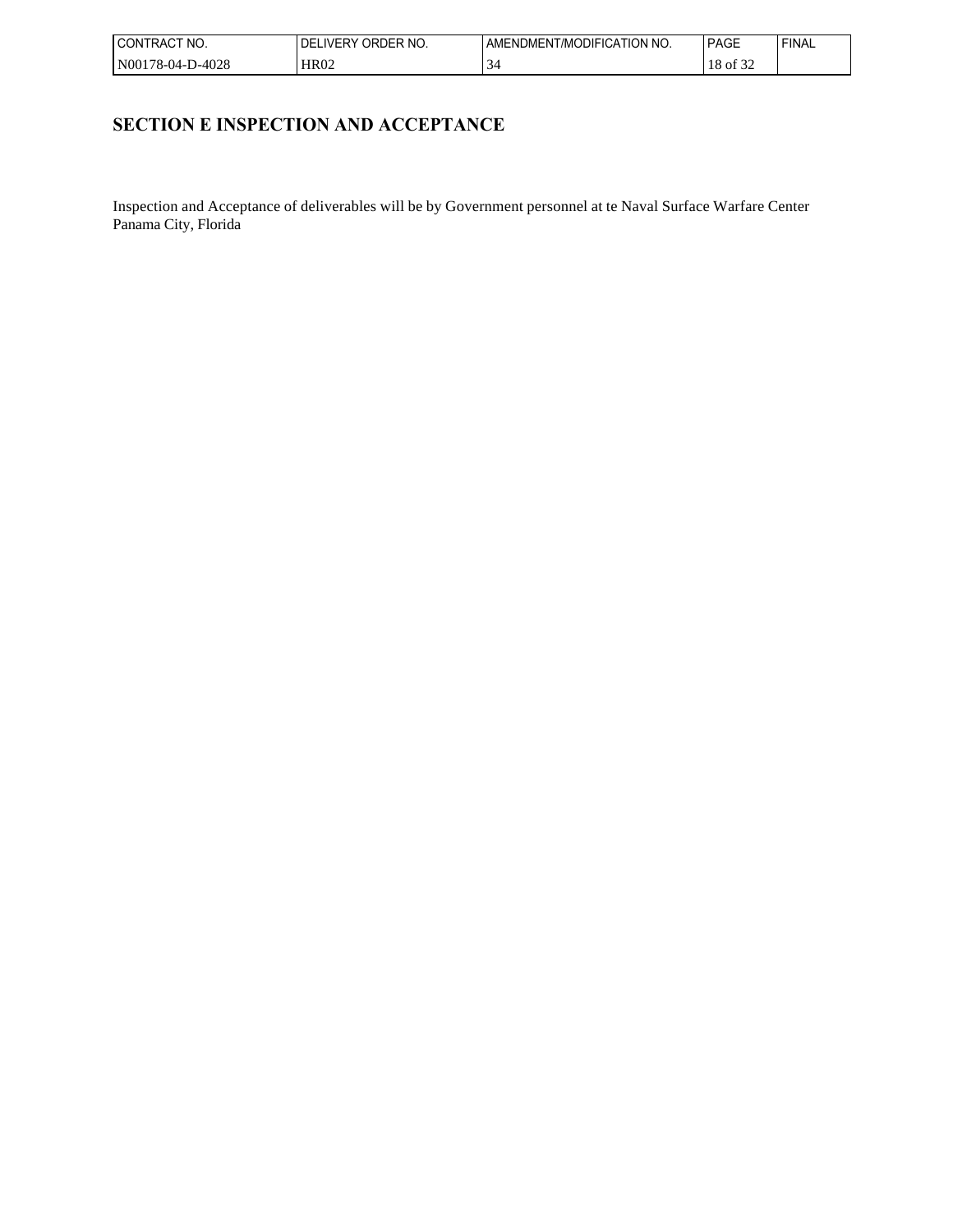## SECTION E INSPECTION AND ACCEPTANCE

Inspection and Acceptance of deliverables will be by Government personnel at te Naval Surface Warfare Center Panama City, Florida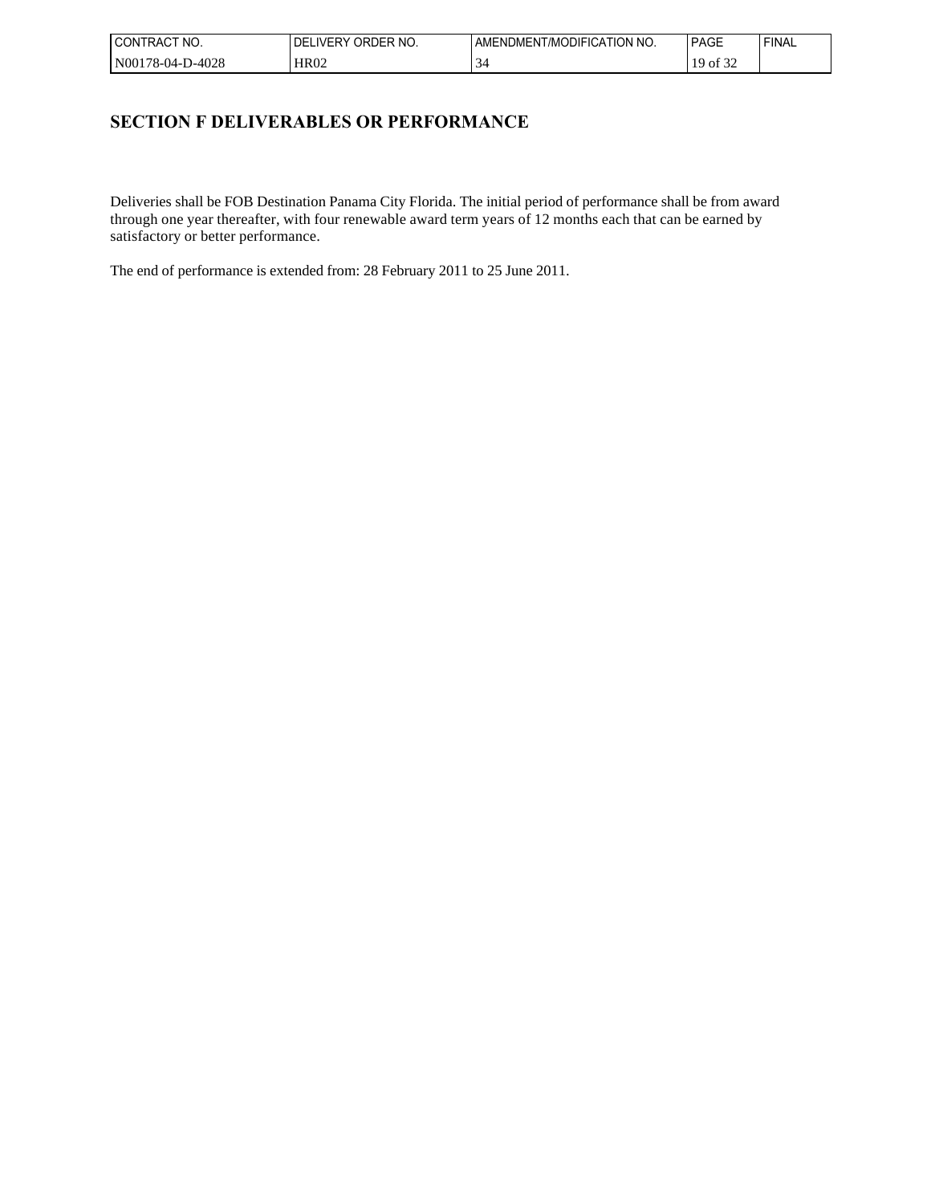## SECTION F DELIVERABLES OR PERFORMANCE

Deliveries shall be FOB Destination Panama City Florida. The initial period of performance shall be from award through one year thereafter, with four renewable award term years of 12 months each that can be earned by satisfactory or better performance.

The end of performance is extended from: 28 February 2011 to 25 June 2011.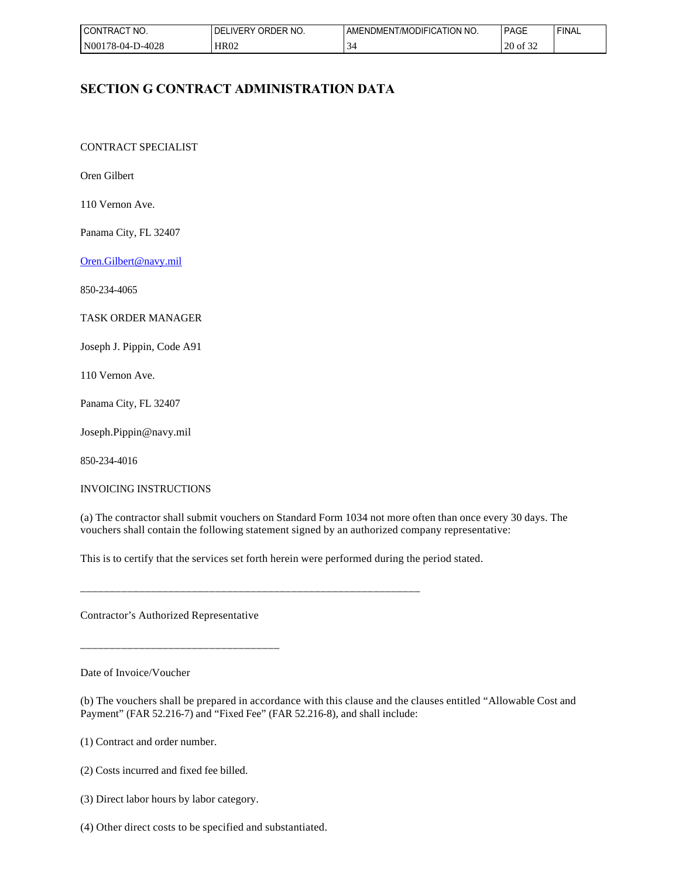# SECTION G CONTRACT ADMINISTRATION DATA

CONTRACT SPECIALIST

Oren Gilbert

110 Vernon Ave.

Panama City, FL 32407

Oren.Gilbert@navy.mil

850-234-4065

TASK ORDER MANAGER

Joseph J. Pippin, Code A91

110 Vernon Ave.

Panama City, FL 32407

Joseph.Pippin@navy.mil

850-234-4016

INVOICING INSTRUCTIONS

(a) The contractor shall submit vouchers on Standard Form 1034 not more often than once every 30 days. The vouchers shall contain the following statement signed by an authorized company representative:

This is to certify that the services set forth herein were performed during the period stated.

______________________________________________________________

Contractor's Authorized Representative

____________________________________

Date of Invoice/Voucher

(b) The vouchers shall be prepared in accordance with this clause and the clauses entitled "Allowable Cost and Payment" (FAR 52.216-7) and "Fixed Fee" (FAR 52.216-8), and shall include:

(1) Contract and order number.

(2) Costs incurred and fixed fee billed.

(3) Direct labor hours by labor category.

(4) Other direct costs to be specified and substantiated.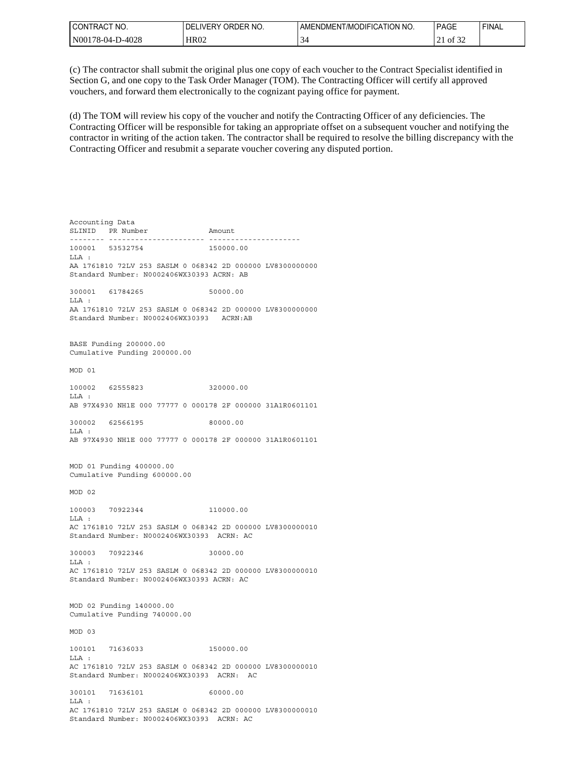(c) The contractor shall submit the original plus one copy of each voucher to the Contract Specialist identified in Section G, and one copy to the Task Order Manager (TOM). The Contracting Officer will certify all approved vouchers, and forward them electronically to the cognizant paying office for payment.

(d) The TOM will review his copy of the voucher and notify the Contracting Officer of any deficiencies. The Contracting Officer will be responsible for taking an appropriate offset on a subsequent voucher and notifying the contractor in writing of the action taken. The contractor shall be required to resolve the billing discrepancy with the Contracting Officer and resubmit a separate voucher covering any disputed portion.

```
Accounting Data
SLINID   PR Number              Amount
-------- ---------------------- ---------------------
100001   53532754               150000.00
LLA :
AA 1761810 72LV 253 SASLM 0 068342 2D 000000 LV8300000000
Standard Number: N0002406WX30393 ACRN: AB

300001   61784265               50000.00
LLA :
AA 1761810 72LV 253 SASLM 0 068342 2D 000000 LV8300000000
Standard Number: N0002406WX30393   ACRN:AB


BASE Funding 200000.00
Cumulative Funding 200000.00

MOD 01

100002   62555823               320000.00
LLA :
AB 97X4930 NH1E 000 77777 0 000178 2F 000000 31A1R0601101

300002   62566195               80000.00
LLA :
AB 97X4930 NH1E 000 77777 0 000178 2F 000000 31A1R0601101


MOD 01 Funding 400000.00
Cumulative Funding 600000.00

MOD 02

100003   70922344               110000.00
LLA :
AC 1761810 72LV 253 SASLM 0 068342 2D 000000 LV8300000010
Standard Number: N0002406WX30393  ACRN: AC

300003   70922346               30000.00
LLA :
AC 1761810 72LV 253 SASLM 0 068342 2D 000000 LV8300000010
Standard Number: N0002406WX30393 ACRN: AC


MOD 02 Funding 140000.00
Cumulative Funding 740000.00

MOD 03

100101   71636033               150000.00
LLA :
AC 1761810 72LV 253 SASLM 0 068342 2D 000000 LV8300000010
Standard Number: N0002406WX30393  ACRN:  AC

300101   71636101               60000.00
LLA :
AC 1761810 72LV 253 SASLM 0 068342 2D 000000 LV8300000010
Standard Number: N0002406WX30393  ACRN: AC
```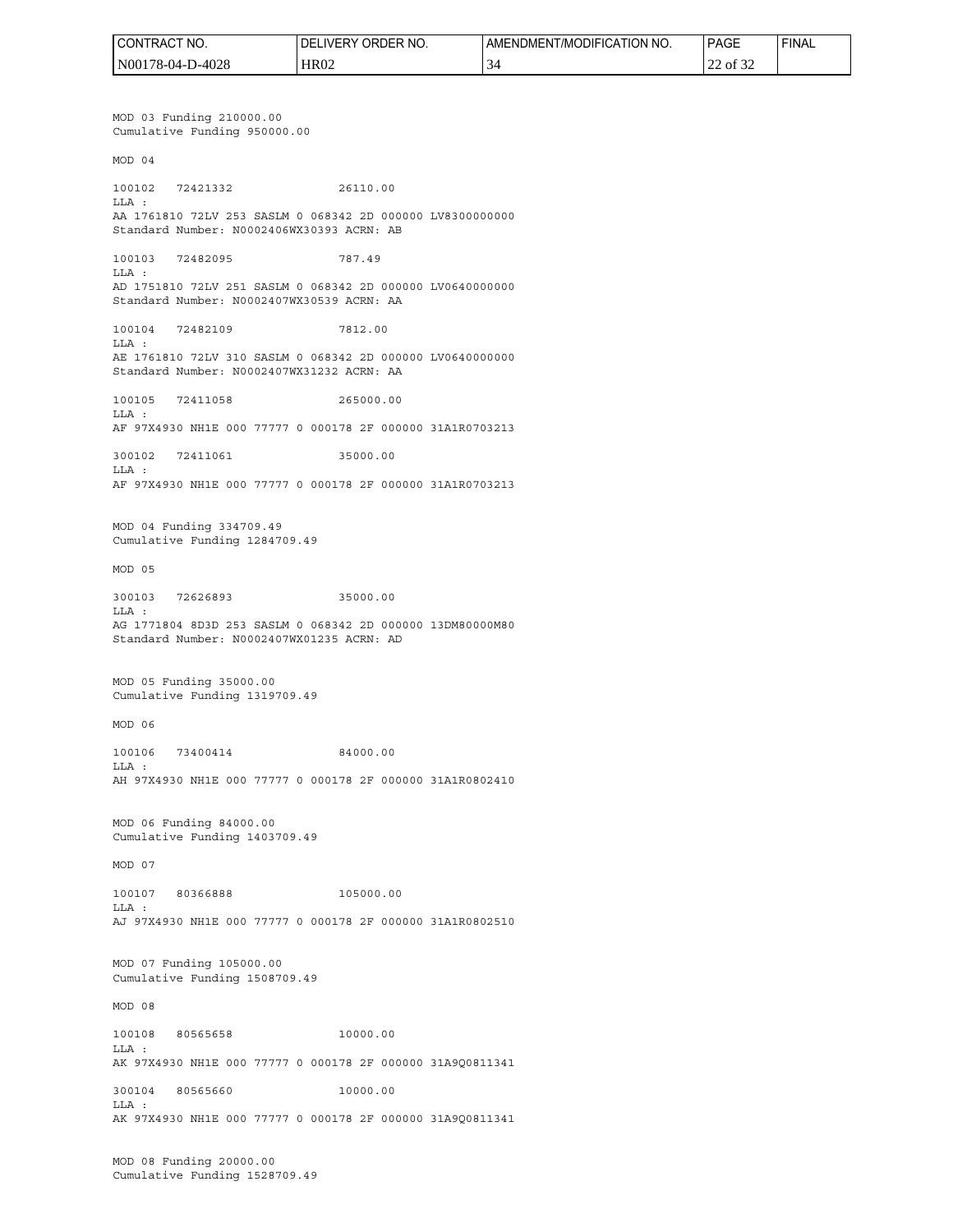MOD 03 Funding 210000.00
Cumulative Funding 950000.00

MOD 04

100102 72421332 26110.00
LLA :
AA 1761810 72LV 253 SASLM 0 068342 2D 000000 LV8300000000
Standard Number: N0002406WX30393 ACRN: AB

100103 72482095 787.49
LLA :
AD 1751810 72LV 251 SASLM 0 068342 2D 000000 LV0640000000
Standard Number: N0002407WX30539 ACRN: AA

100104 72482109 7812.00
LLA :
AE 1761810 72LV 310 SASLM 0 068342 2D 000000 LV0640000000
Standard Number: N0002407WX31232 ACRN: AA

100105 72411058 265000.00
LLA :
AF 97X4930 NH1E 000 77777 0 000178 2F 000000 31A1R0703213

300102 72411061 35000.00
LLA :
AF 97X4930 NH1E 000 77777 0 000178 2F 000000 31A1R0703213

MOD 04 Funding 334709.49
Cumulative Funding 1284709.49

MOD 05

300103 72626893 35000.00
LLA :
AG 1771804 8D3D 253 SASLM 0 068342 2D 000000 13DM80000M80
Standard Number: N0002407WX01235 ACRN: AD

MOD 05 Funding 35000.00
Cumulative Funding 1319709.49

MOD 06

100106 73400414 84000.00
LLA :
AH 97X4930 NH1E 000 77777 0 000178 2F 000000 31A1R0802410

MOD 06 Funding 84000.00
Cumulative Funding 1403709.49

MOD 07

100107 80366888 105000.00
LLA :
AJ 97X4930 NH1E 000 77777 0 000178 2F 000000 31A1R0802510

MOD 07 Funding 105000.00
Cumulative Funding 1508709.49

MOD 08

100108 80565658 10000.00
LLA :
AK 97X4930 NH1E 000 77777 0 000178 2F 000000 31A9Q0811341

300104 80565660 10000.00
LLA :
AK 97X4930 NH1E 000 77777 0 000178 2F 000000 31A9Q0811341

MOD 08 Funding 20000.00
Cumulative Funding 1528709.49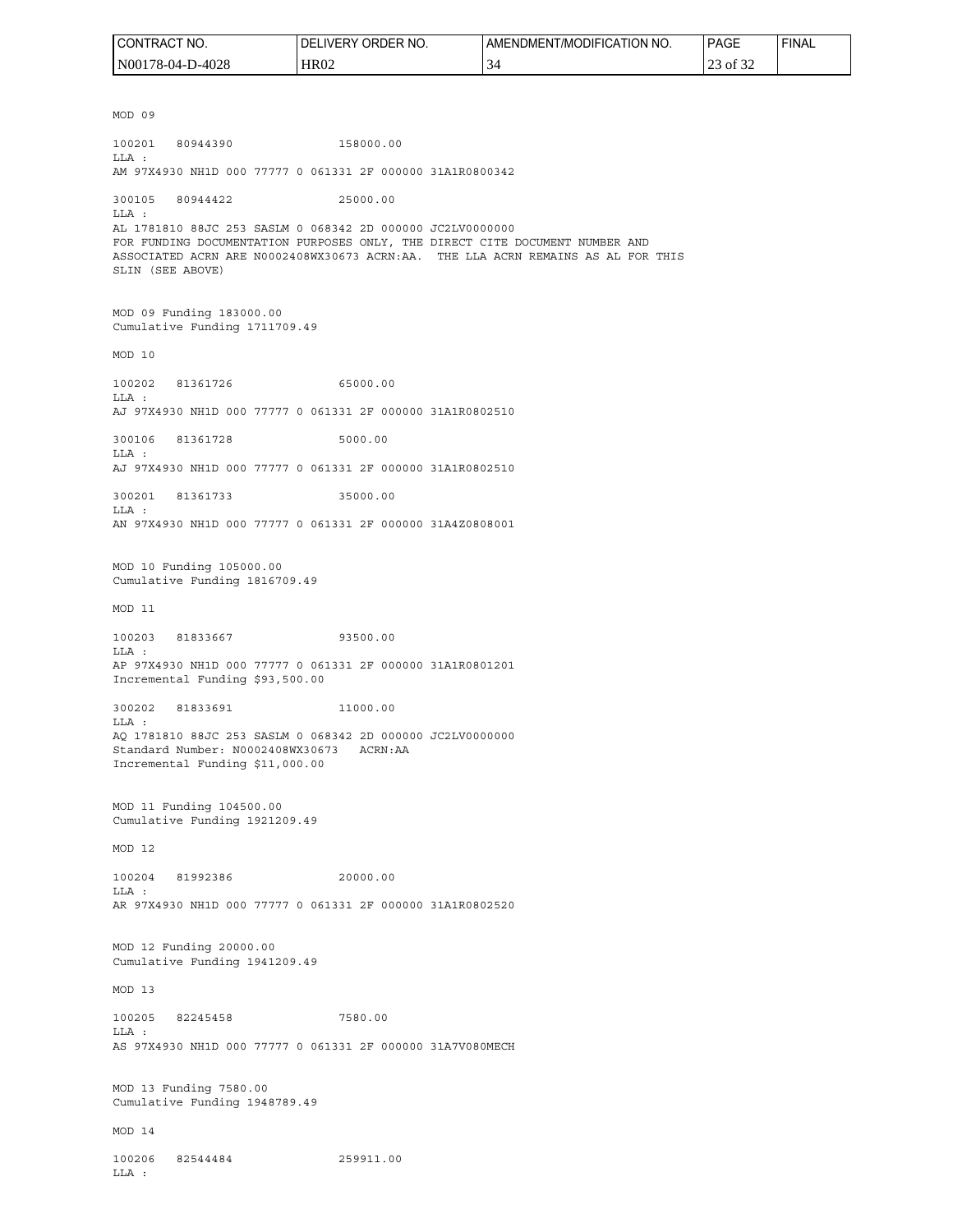MOD 09

100201 80944390 158000.00
LLA :
AM 97X4930 NH1D 000 77777 0 061331 2F 000000 31A1R0800342

300105 80944422 25000.00
LLA :
AL 1781810 88JC 253 SASLM 0 068342 2D 000000 JC2LV0000000
FOR FUNDING DOCUMENTATION PURPOSES ONLY, THE DIRECT CITE DOCUMENT NUMBER AND ASSOCIATED ACRN ARE N0002408WX30673 ACRN:AA. THE LLA ACRN REMAINS AS AL FOR THIS SLIN (SEE ABOVE)

MOD 09 Funding 183000.00
Cumulative Funding 1711709.49

MOD 10

100202 81361726 65000.00
LLA :
AJ 97X4930 NH1D 000 77777 0 061331 2F 000000 31A1R0802510

300106 81361728 5000.00
LLA :
AJ 97X4930 NH1D 000 77777 0 061331 2F 000000 31A1R0802510

300201 81361733 35000.00
LLA :
AN 97X4930 NH1D 000 77777 0 061331 2F 000000 31A4Z0808001

MOD 10 Funding 105000.00
Cumulative Funding 1816709.49

MOD 11

100203 81833667 93500.00
LLA :
AP 97X4930 NH1D 000 77777 0 061331 2F 000000 31A1R0801201
Incremental Funding $93,500.00

300202 81833691 11000.00
LLA :
AQ 1781810 88JC 253 SASLM 0 068342 2D 000000 JC2LV0000000
Standard Number: N0002408WX30673 ACRN:AA
Incremental Funding $11,000.00

MOD 11 Funding 104500.00
Cumulative Funding 1921209.49

MOD 12

100204 81992386 20000.00
LLA :
AR 97X4930 NH1D 000 77777 0 061331 2F 000000 31A1R0802520

MOD 12 Funding 20000.00
Cumulative Funding 1941209.49

MOD 13

100205 82245458 7580.00
LLA :
AS 97X4930 NH1D 000 77777 0 061331 2F 000000 31A7V080MECH

MOD 13 Funding 7580.00
Cumulative Funding 1948789.49

MOD 14

100206 82544484 259911.00
LLA :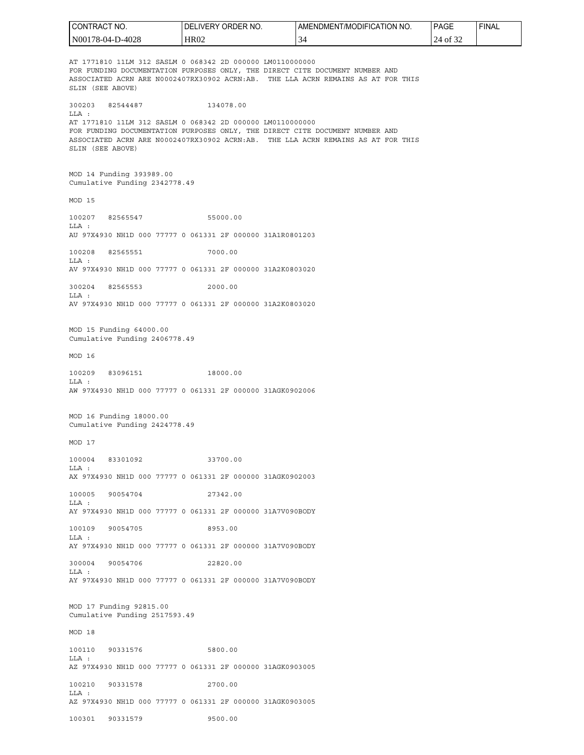AT 1771810 11LM 312 SASLM 0 068342 2D 000000 LM0110000000
FOR FUNDING DOCUMENTATION PURPOSES ONLY, THE DIRECT CITE DOCUMENT NUMBER AND ASSOCIATED ACRN ARE N0002407RX30902 ACRN:AB. THE LLA ACRN REMAINS AS AT FOR THIS SLIN (SEE ABOVE)

300203 82544487 134078.00
LLA :
AT 1771810 11LM 312 SASLM 0 068342 2D 000000 LM0110000000
FOR FUNDING DOCUMENTATION PURPOSES ONLY, THE DIRECT CITE DOCUMENT NUMBER AND ASSOCIATED ACRN ARE N0002407RX30902 ACRN:AB. THE LLA ACRN REMAINS AS AT FOR THIS SLIN (SEE ABOVE)

MOD 14 Funding 393989.00
Cumulative Funding 2342778.49

MOD 15

100207 82565547 55000.00
LLA :
AU 97X4930 NH1D 000 77777 0 061331 2F 000000 31A1R0801203

100208 82565551 7000.00
LLA :
AV 97X4930 NH1D 000 77777 0 061331 2F 000000 31A2K0803020

300204 82565553 2000.00
LLA :
AV 97X4930 NH1D 000 77777 0 061331 2F 000000 31A2K0803020

MOD 15 Funding 64000.00
Cumulative Funding 2406778.49

MOD 16

100209 83096151 18000.00
LLA :
AW 97X4930 NH1D 000 77777 0 061331 2F 000000 31AGK0902006

MOD 16 Funding 18000.00
Cumulative Funding 2424778.49

MOD 17

100004 83301092 33700.00
LLA :
AX 97X4930 NH1D 000 77777 0 061331 2F 000000 31AGK0902003

100005 90054704 27342.00
LLA :
AY 97X4930 NH1D 000 77777 0 061331 2F 000000 31A7V090BODY

100109 90054705 8953.00
LLA :
AY 97X4930 NH1D 000 77777 0 061331 2F 000000 31A7V090BODY

300004 90054706 22820.00
LLA :
AY 97X4930 NH1D 000 77777 0 061331 2F 000000 31A7V090BODY

MOD 17 Funding 92815.00
Cumulative Funding 2517593.49

MOD 18

100110 90331576 5800.00
LLA :
AZ 97X4930 NH1D 000 77777 0 061331 2F 000000 31AGK0903005

100210 90331578 2700.00
LLA :
AZ 97X4930 NH1D 000 77777 0 061331 2F 000000 31AGK0903005

100301 90331579 9500.00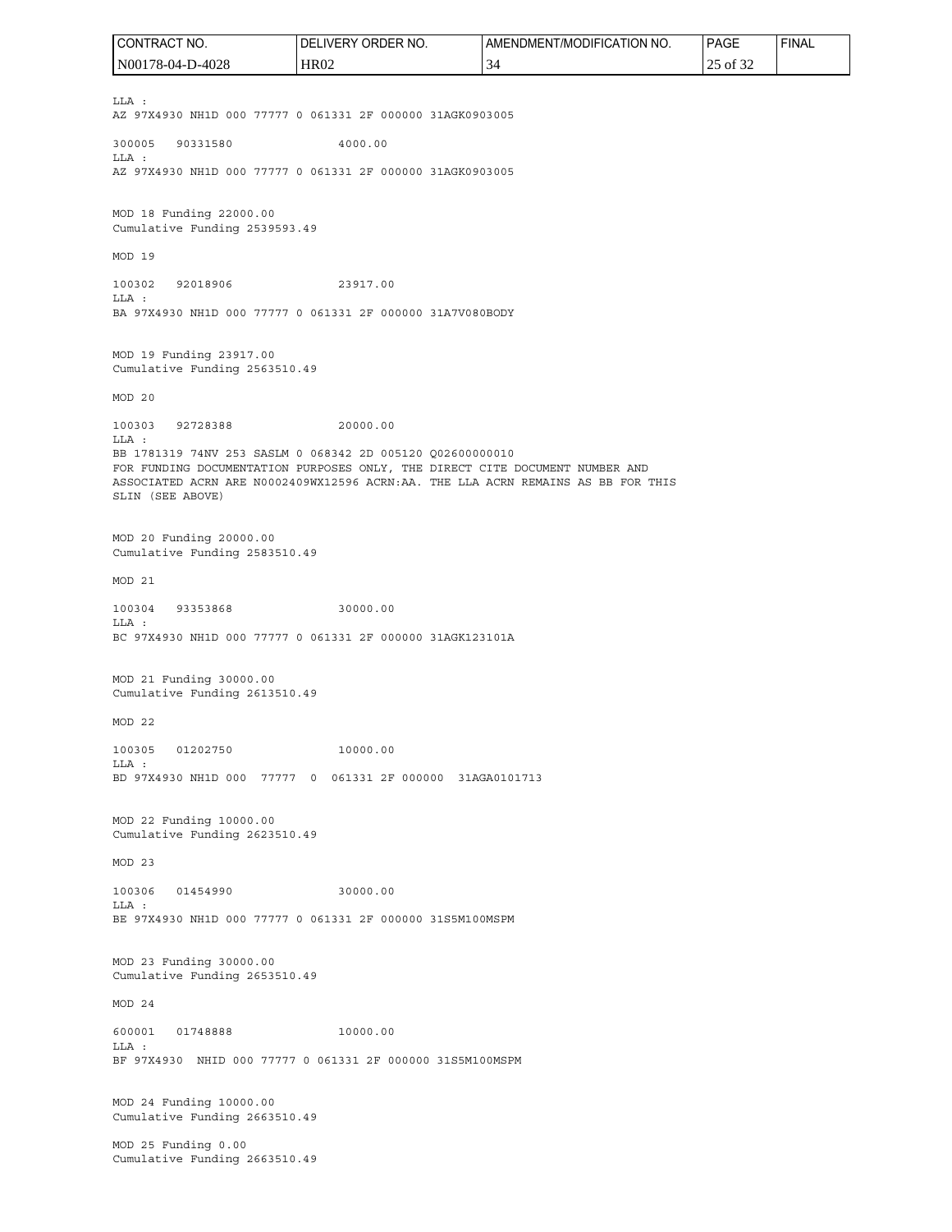LLA :
AZ 97X4930 NH1D 000 77777 0 061331 2F 000000 31AGK0903005

300005 90331580 4000.00
LLA :
AZ 97X4930 NH1D 000 77777 0 061331 2F 000000 31AGK0903005

MOD 18 Funding 22000.00
Cumulative Funding 2539593.49

MOD 19

100302 92018906 23917.00
LLA :
BA 97X4930 NH1D 000 77777 0 061331 2F 000000 31A7V080BODY

MOD 19 Funding 23917.00
Cumulative Funding 2563510.49

MOD 20

100303 92728388 20000.00
LLA :
BB 1781319 74NV 253 SASLM 0 068342 2D 005120 Q02600000010
FOR FUNDING DOCUMENTATION PURPOSES ONLY, THE DIRECT CITE DOCUMENT NUMBER AND ASSOCIATED ACRN ARE N0002409WX12596 ACRN:AA. THE LLA ACRN REMAINS AS BB FOR THIS SLIN (SEE ABOVE)

MOD 20 Funding 20000.00
Cumulative Funding 2583510.49

MOD 21

100304 93353868 30000.00
LLA :
BC 97X4930 NH1D 000 77777 0 061331 2F 000000 31AGK123101A

MOD 21 Funding 30000.00
Cumulative Funding 2613510.49

MOD 22

100305 01202750 10000.00
LLA :
BD 97X4930 NH1D 000 77777 0 061331 2F 000000 31AGA0101713

MOD 22 Funding 10000.00
Cumulative Funding 2623510.49

MOD 23

100306 01454990 30000.00
LLA :
BE 97X4930 NH1D 000 77777 0 061331 2F 000000 31S5M100MSPM

MOD 23 Funding 30000.00
Cumulative Funding 2653510.49

MOD 24

600001 01748888 10000.00
LLA :
BF 97X4930 NHID 000 77777 0 061331 2F 000000 31S5M100MSPM

MOD 24 Funding 10000.00
Cumulative Funding 2663510.49

MOD 25 Funding 0.00
Cumulative Funding 2663510.49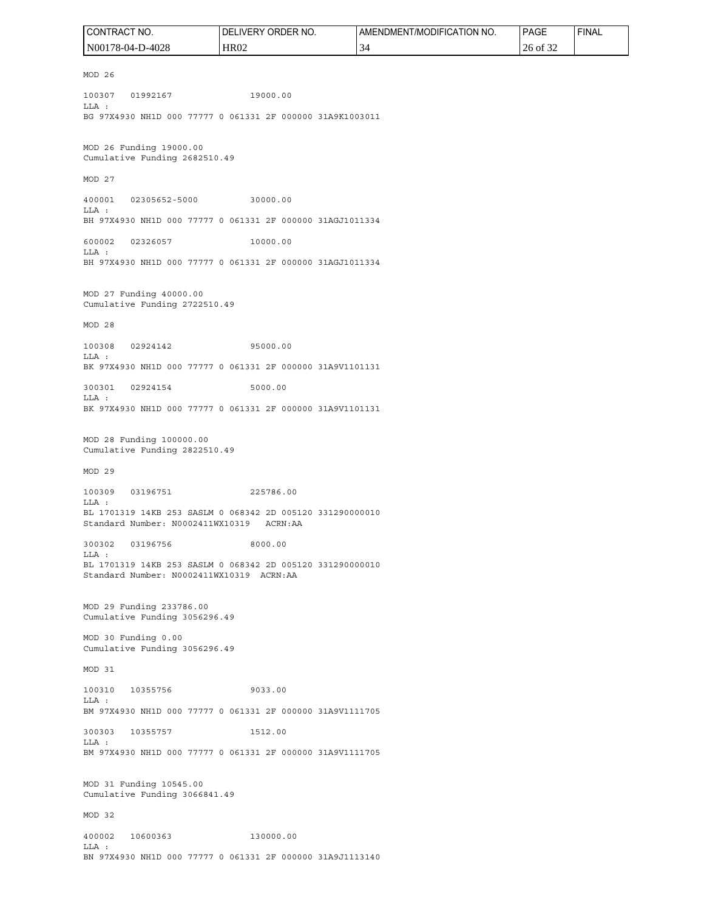MOD 26

100307 01992167 19000.00
LLA :
BG 97X4930 NH1D 000 77777 0 061331 2F 000000 31A9K1003011

MOD 26 Funding 19000.00
Cumulative Funding 2682510.49

MOD 27

400001 02305652-5000 30000.00
LLA :
BH 97X4930 NH1D 000 77777 0 061331 2F 000000 31AGJ1011334

600002 02326057 10000.00
LLA :
BH 97X4930 NH1D 000 77777 0 061331 2F 000000 31AGJ1011334

MOD 27 Funding 40000.00
Cumulative Funding 2722510.49

MOD 28

100308 02924142 95000.00
LLA :
BK 97X4930 NH1D 000 77777 0 061331 2F 000000 31A9V1101131

300301 02924154 5000.00
LLA :
BK 97X4930 NH1D 000 77777 0 061331 2F 000000 31A9V1101131

MOD 28 Funding 100000.00
Cumulative Funding 2822510.49

MOD 29

100309 03196751 225786.00
LLA :
BL 1701319 14KB 253 SASLM 0 068342 2D 005120 331290000010
Standard Number: N0002411WX10319 ACRN:AA

300302 03196756 8000.00
LLA :
BL 1701319 14KB 253 SASLM 0 068342 2D 005120 331290000010
Standard Number: N0002411WX10319 ACRN:AA

MOD 29 Funding 233786.00
Cumulative Funding 3056296.49

MOD 30 Funding 0.00
Cumulative Funding 3056296.49

MOD 31

100310 10355756 9033.00
LLA :
BM 97X4930 NH1D 000 77777 0 061331 2F 000000 31A9V1111705

300303 10355757 1512.00
LLA :
BM 97X4930 NH1D 000 77777 0 061331 2F 000000 31A9V1111705

MOD 31 Funding 10545.00
Cumulative Funding 3066841.49

MOD 32

400002 10600363 130000.00
LLA :
BN 97X4930 NH1D 000 77777 0 061331 2F 000000 31A9J1113140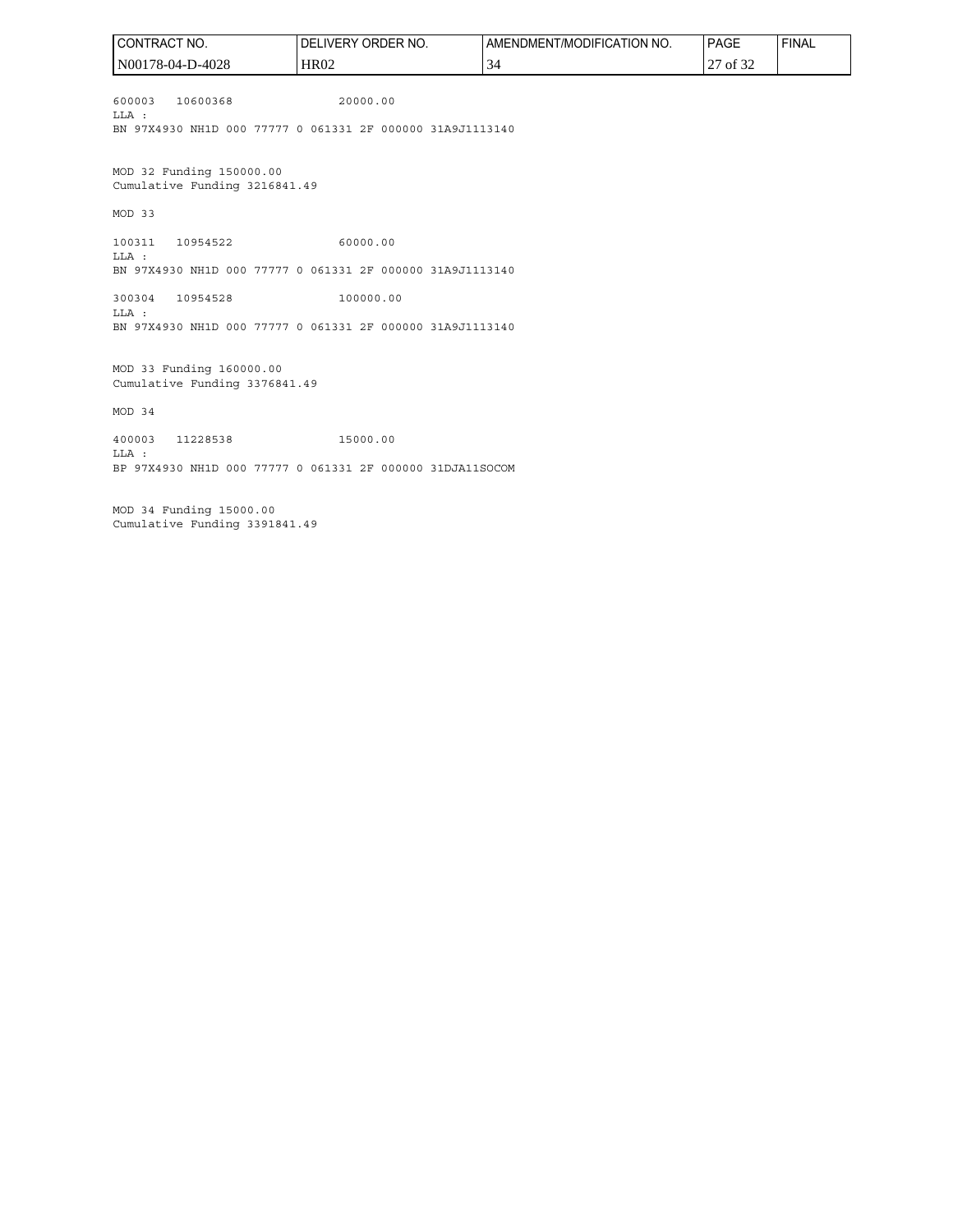600003 10600368 20000.00
LLA :
BN 97X4930 NH1D 000 77777 0 061331 2F 000000 31A9J1113140

MOD 32 Funding 150000.00
Cumulative Funding 3216841.49

MOD 33

100311 10954522 60000.00
LLA :
BN 97X4930 NH1D 000 77777 0 061331 2F 000000 31A9J1113140

300304 10954528 100000.00
LLA :
BN 97X4930 NH1D 000 77777 0 061331 2F 000000 31A9J1113140

MOD 33 Funding 160000.00
Cumulative Funding 3376841.49

MOD 34

400003 11228538 15000.00
LLA :
BP 97X4930 NH1D 000 77777 0 061331 2F 000000 31DJA11SOCOM

MOD 34 Funding 15000.00
Cumulative Funding 3391841.49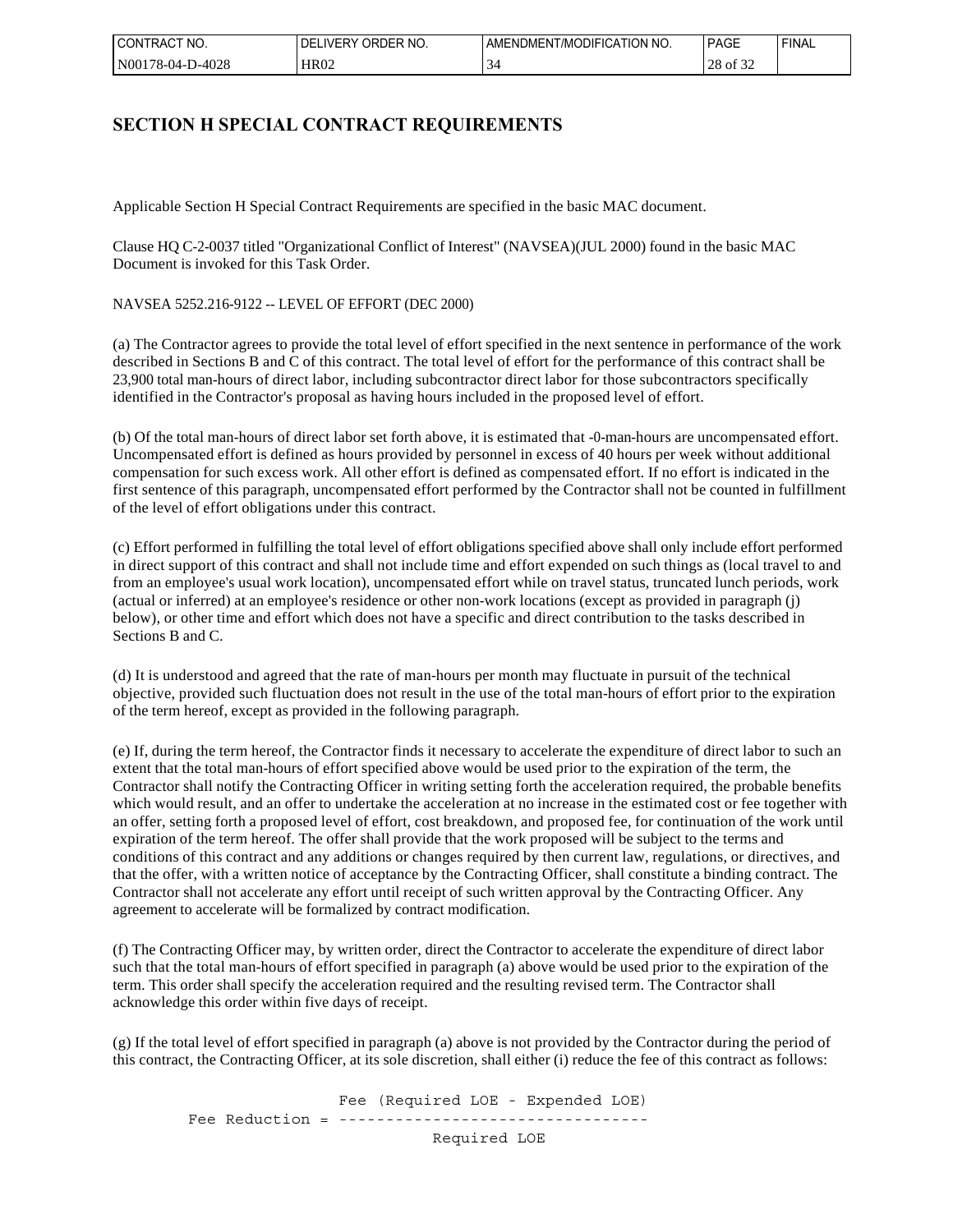## SECTION H SPECIAL CONTRACT REQUIREMENTS

Applicable Section H Special Contract Requirements are specified in the basic MAC document.

Clause HQ C-2-0037 titled "Organizational Conflict of Interest" (NAVSEA)(JUL 2000) found in the basic MAC Document is invoked for this Task Order.

NAVSEA 5252.216-9122 -- LEVEL OF EFFORT (DEC 2000)

(a) The Contractor agrees to provide the total level of effort specified in the next sentence in performance of the work described in Sections B and C of this contract. The total level of effort for the performance of this contract shall be 23,900 total man-hours of direct labor, including subcontractor direct labor for those subcontractors specifically identified in the Contractor's proposal as having hours included in the proposed level of effort.

(b) Of the total man-hours of direct labor set forth above, it is estimated that -0-man-hours are uncompensated effort. Uncompensated effort is defined as hours provided by personnel in excess of 40 hours per week without additional compensation for such excess work. All other effort is defined as compensated effort. If no effort is indicated in the first sentence of this paragraph, uncompensated effort performed by the Contractor shall not be counted in fulfillment of the level of effort obligations under this contract.

(c) Effort performed in fulfilling the total level of effort obligations specified above shall only include effort performed in direct support of this contract and shall not include time and effort expended on such things as (local travel to and from an employee's usual work location), uncompensated effort while on travel status, truncated lunch periods, work (actual or inferred) at an employee's residence or other non-work locations (except as provided in paragraph (j) below), or other time and effort which does not have a specific and direct contribution to the tasks described in Sections B and C.

(d) It is understood and agreed that the rate of man-hours per month may fluctuate in pursuit of the technical objective, provided such fluctuation does not result in the use of the total man-hours of effort prior to the expiration of the term hereof, except as provided in the following paragraph.

(e) If, during the term hereof, the Contractor finds it necessary to accelerate the expenditure of direct labor to such an extent that the total man-hours of effort specified above would be used prior to the expiration of the term, the Contractor shall notify the Contracting Officer in writing setting forth the acceleration required, the probable benefits which would result, and an offer to undertake the acceleration at no increase in the estimated cost or fee together with an offer, setting forth a proposed level of effort, cost breakdown, and proposed fee, for continuation of the work until expiration of the term hereof. The offer shall provide that the work proposed will be subject to the terms and conditions of this contract and any additions or changes required by then current law, regulations, or directives, and that the offer, with a written notice of acceptance by the Contracting Officer, shall constitute a binding contract. The Contractor shall not accelerate any effort until receipt of such written approval by the Contracting Officer. Any agreement to accelerate will be formalized by contract modification.

(f) The Contracting Officer may, by written order, direct the Contractor to accelerate the expenditure of direct labor such that the total man-hours of effort specified in paragraph (a) above would be used prior to the expiration of the term. This order shall specify the acceleration required and the resulting revised term. The Contractor shall acknowledge this order within five days of receipt.

(g) If the total level of effort specified in paragraph (a) above is not provided by the Contractor during the period of this contract, the Contracting Officer, at its sole discretion, shall either (i) reduce the fee of this contract as follows:

$$\text{Fee Reduction} = \frac{\text{Fee (Required LOE - Expended LOE)}}{\text{Required LOE}}$$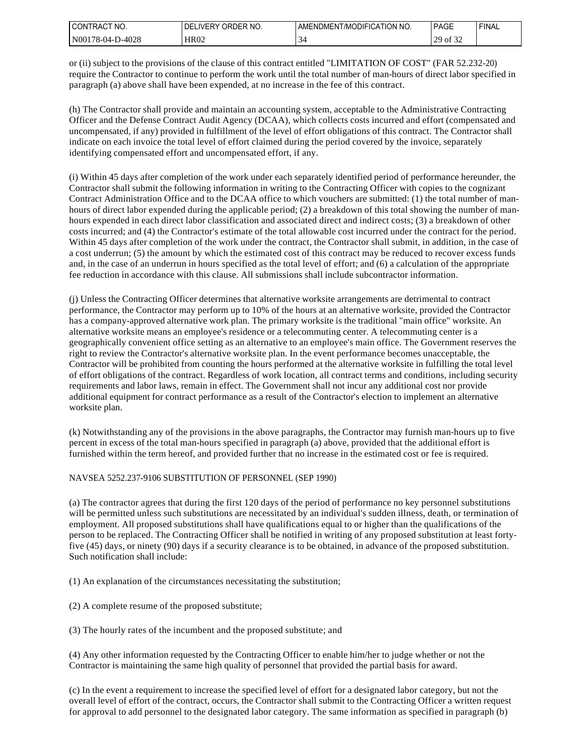or (ii) subject to the provisions of the clause of this contract entitled "LIMITATION OF COST" (FAR 52.232-20) require the Contractor to continue to perform the work until the total number of man-hours of direct labor specified in paragraph (a) above shall have been expended, at no increase in the fee of this contract.

(h) The Contractor shall provide and maintain an accounting system, acceptable to the Administrative Contracting Officer and the Defense Contract Audit Agency (DCAA), which collects costs incurred and effort (compensated and uncompensated, if any) provided in fulfillment of the level of effort obligations of this contract. The Contractor shall indicate on each invoice the total level of effort claimed during the period covered by the invoice, separately identifying compensated effort and uncompensated effort, if any.

(i) Within 45 days after completion of the work under each separately identified period of performance hereunder, the Contractor shall submit the following information in writing to the Contracting Officer with copies to the cognizant Contract Administration Office and to the DCAA office to which vouchers are submitted: (1) the total number of man-hours of direct labor expended during the applicable period; (2) a breakdown of this total showing the number of man-hours expended in each direct labor classification and associated direct and indirect costs; (3) a breakdown of other costs incurred; and (4) the Contractor's estimate of the total allowable cost incurred under the contract for the period. Within 45 days after completion of the work under the contract, the Contractor shall submit, in addition, in the case of a cost underrun; (5) the amount by which the estimated cost of this contract may be reduced to recover excess funds and, in the case of an underrun in hours specified as the total level of effort; and (6) a calculation of the appropriate fee reduction in accordance with this clause. All submissions shall include subcontractor information.

(j) Unless the Contracting Officer determines that alternative worksite arrangements are detrimental to contract performance, the Contractor may perform up to 10% of the hours at an alternative worksite, provided the Contractor has a company-approved alternative work plan. The primary worksite is the traditional "main office" worksite. An alternative worksite means an employee's residence or a telecommuting center. A telecommuting center is a geographically convenient office setting as an alternative to an employee's main office. The Government reserves the right to review the Contractor's alternative worksite plan. In the event performance becomes unacceptable, the Contractor will be prohibited from counting the hours performed at the alternative worksite in fulfilling the total level of effort obligations of the contract. Regardless of work location, all contract terms and conditions, including security requirements and labor laws, remain in effect. The Government shall not incur any additional cost nor provide additional equipment for contract performance as a result of the Contractor's election to implement an alternative worksite plan.

(k) Notwithstanding any of the provisions in the above paragraphs, the Contractor may furnish man-hours up to five percent in excess of the total man-hours specified in paragraph (a) above, provided that the additional effort is furnished within the term hereof, and provided further that no increase in the estimated cost or fee is required.

NAVSEA 5252.237-9106 SUBSTITUTION OF PERSONNEL (SEP 1990)

(a) The contractor agrees that during the first 120 days of the period of performance no key personnel substitutions will be permitted unless such substitutions are necessitated by an individual's sudden illness, death, or termination of employment. All proposed substitutions shall have qualifications equal to or higher than the qualifications of the person to be replaced. The Contracting Officer shall be notified in writing of any proposed substitution at least forty-five (45) days, or ninety (90) days if a security clearance is to be obtained, in advance of the proposed substitution. Such notification shall include:

(1) An explanation of the circumstances necessitating the substitution;

(2) A complete resume of the proposed substitute;

(3) The hourly rates of the incumbent and the proposed substitute; and

(4) Any other information requested by the Contracting Officer to enable him/her to judge whether or not the Contractor is maintaining the same high quality of personnel that provided the partial basis for award.

(c) In the event a requirement to increase the specified level of effort for a designated labor category, but not the overall level of effort of the contract, occurs, the Contractor shall submit to the Contracting Officer a written request for approval to add personnel to the designated labor category. The same information as specified in paragraph (b)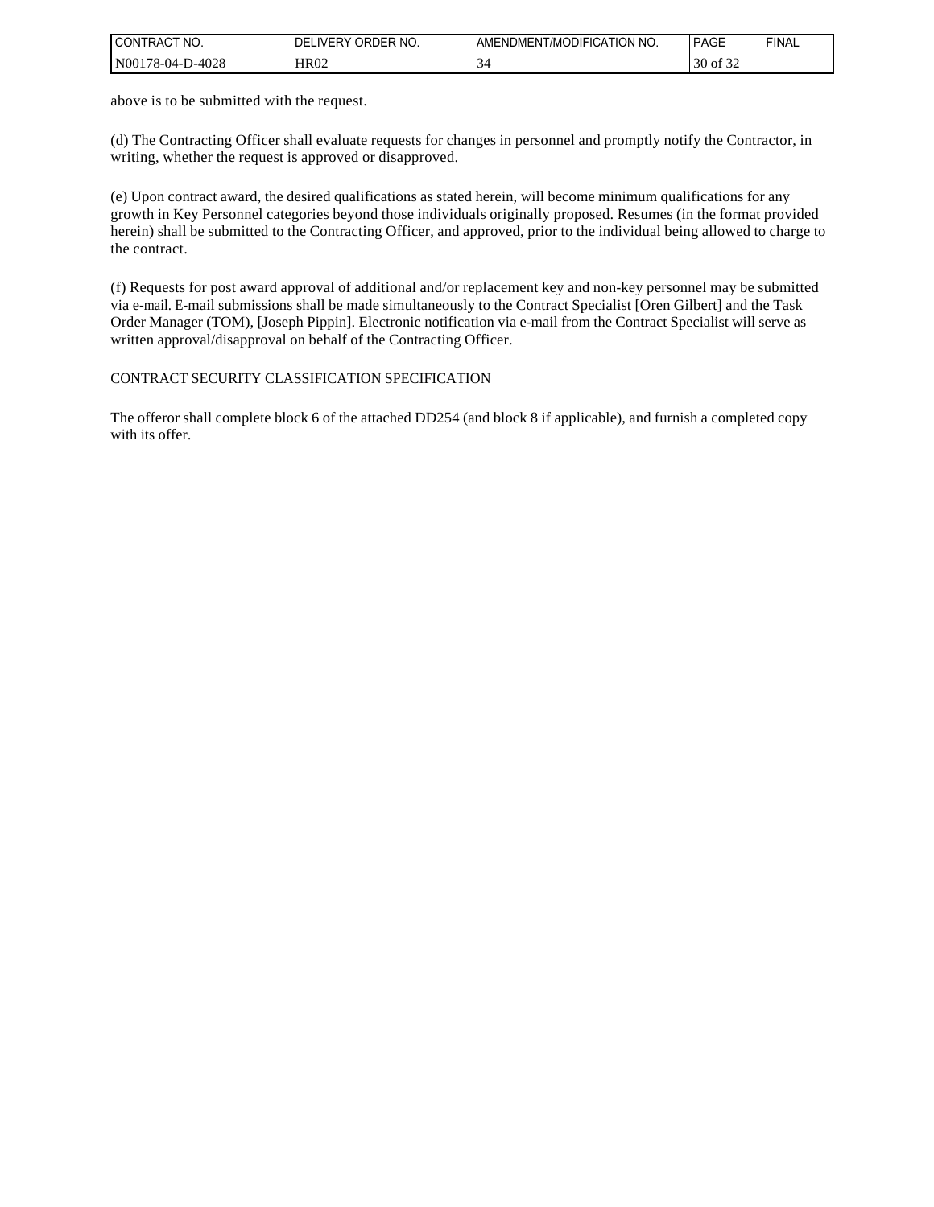above is to be submitted with the request.

(d) The Contracting Officer shall evaluate requests for changes in personnel and promptly notify the Contractor, in writing, whether the request is approved or disapproved.

(e) Upon contract award, the desired qualifications as stated herein, will become minimum qualifications for any growth in Key Personnel categories beyond those individuals originally proposed. Resumes (in the format provided herein) shall be submitted to the Contracting Officer, and approved, prior to the individual being allowed to charge to the contract.

(f) Requests for post award approval of additional and/or replacement key and non-key personnel may be submitted via e-mail. E-mail submissions shall be made simultaneously to the Contract Specialist [Oren Gilbert] and the Task Order Manager (TOM), [Joseph Pippin]. Electronic notification via e-mail from the Contract Specialist will serve as written approval/disapproval on behalf of the Contracting Officer.

CONTRACT SECURITY CLASSIFICATION SPECIFICATION

The offeror shall complete block 6 of the attached DD254 (and block 8 if applicable), and furnish a completed copy with its offer.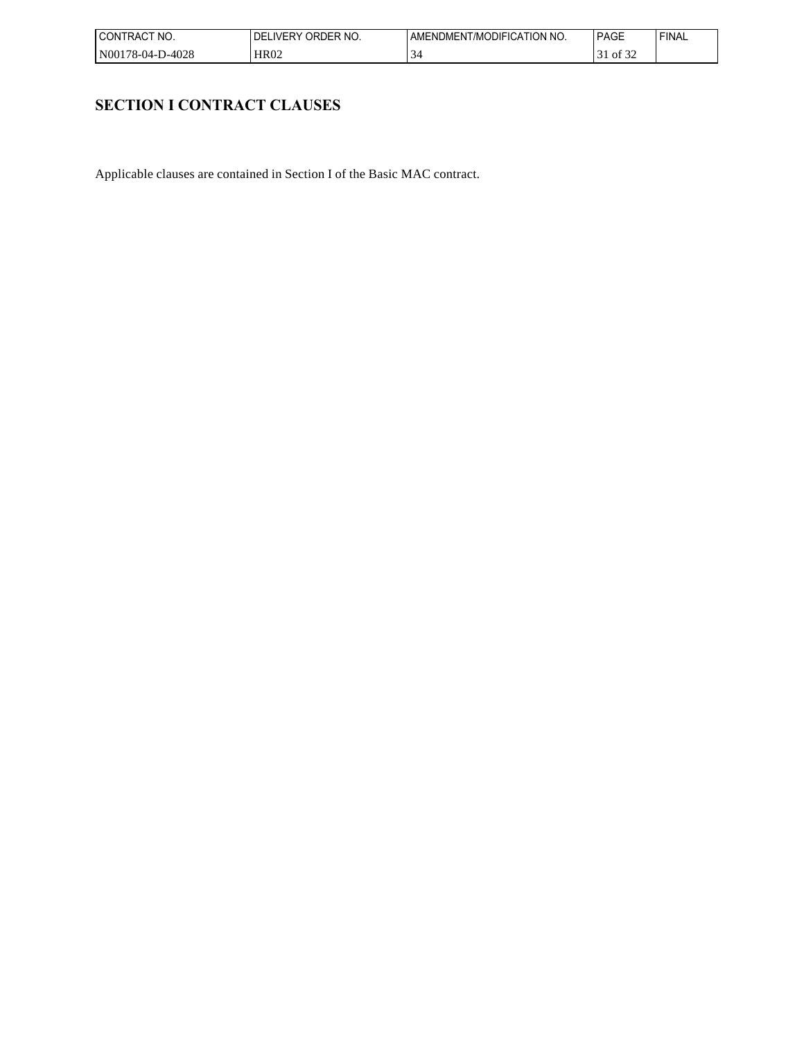# SECTION I CONTRACT CLAUSES

Applicable clauses are contained in Section I of the Basic MAC contract.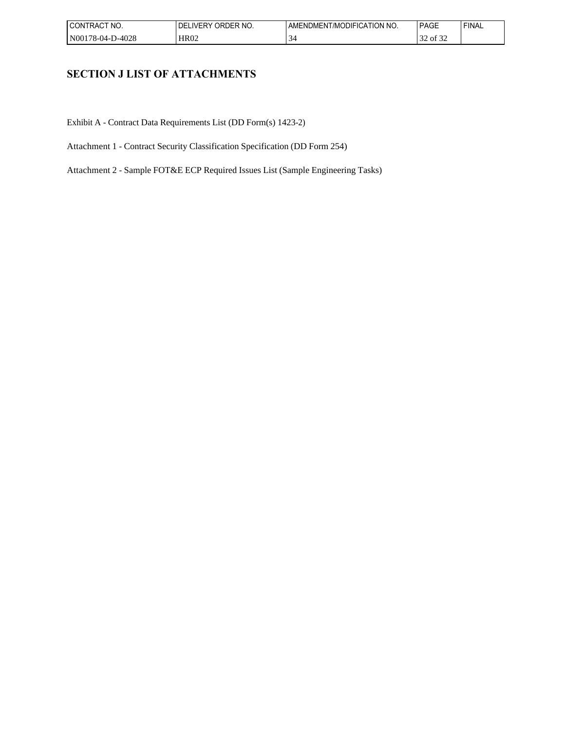# SECTION J LIST OF ATTACHMENTS

Exhibit A - Contract Data Requirements List (DD Form(s) 1423-2)

Attachment 1 - Contract Security Classification Specification (DD Form 254)

Attachment 2 - Sample FOT&E ECP Required Issues List (Sample Engineering Tasks)